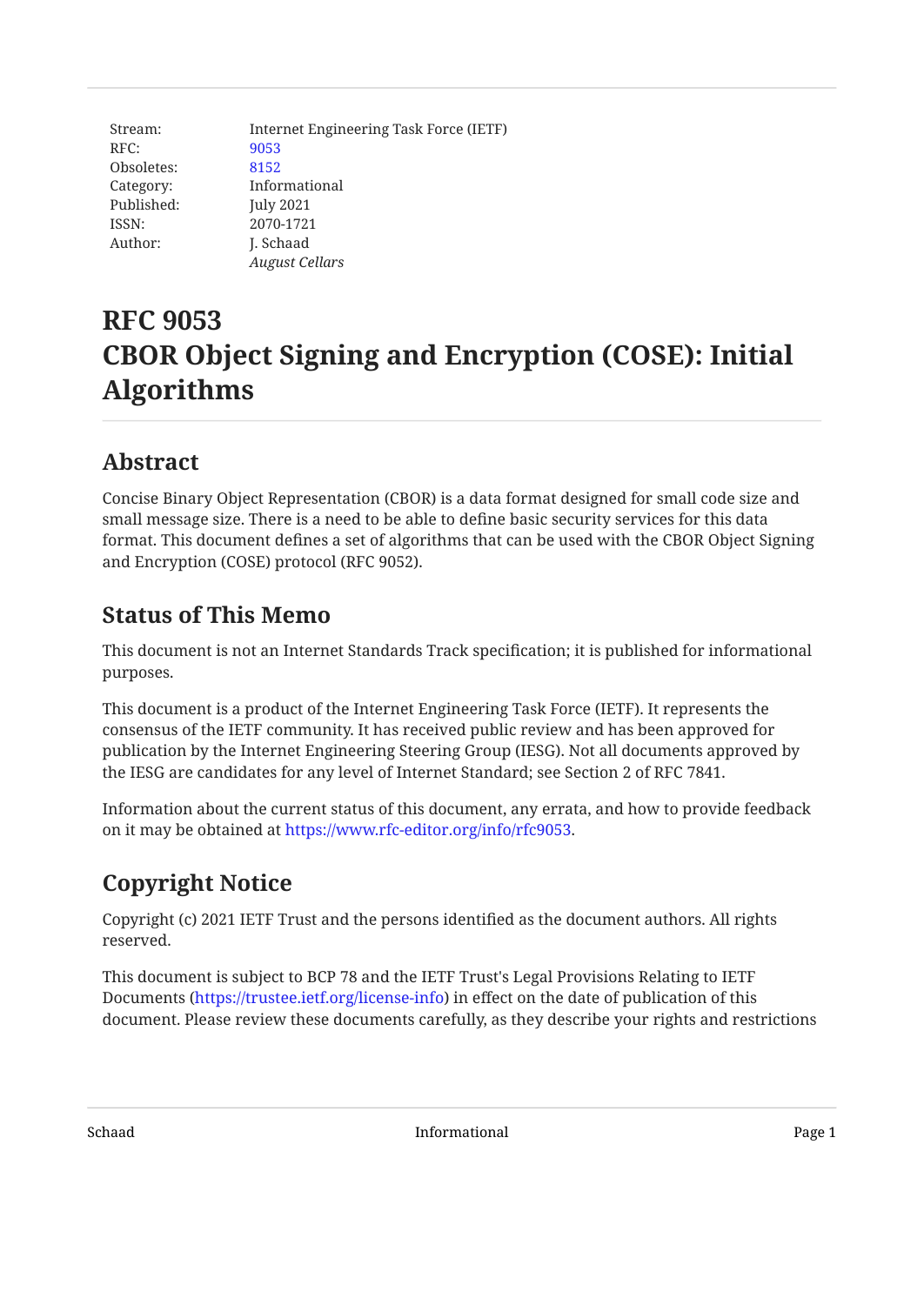| | |
|---|---|
| Stream: | Internet Engineering Task Force (IETF) |
| RFC: | 9053 |
| Obsoletes: | 8152 |
| Category: | Informational |
| Published: | July 2021 |
| ISSN: | 2070-1721 |
| Author: | J. Schaad |
| | *August Cellars* |

# RFC 9053
# CBOR Object Signing and Encryption (COSE): Initial Algorithms

## Abstract

Concise Binary Object Representation (CBOR) is a data format designed for small code size and small message size. There is a need to be able to define basic security services for this data format. This document defines a set of algorithms that can be used with the CBOR Object Signing and Encryption (COSE) protocol (RFC 9052).

## Status of This Memo

This document is not an Internet Standards Track specification; it is published for informational purposes.

This document is a product of the Internet Engineering Task Force (IETF). It represents the consensus of the IETF community. It has received public review and has been approved for publication by the Internet Engineering Steering Group (IESG). Not all documents approved by the IESG are candidates for any level of Internet Standard; see Section 2 of RFC 7841.

Information about the current status of this document, any errata, and how to provide feedback on it may be obtained at https://www.rfc-editor.org/info/rfc9053.

## Copyright Notice

Copyright (c) 2021 IETF Trust and the persons identified as the document authors. All rights reserved.

This document is subject to BCP 78 and the IETF Trust's Legal Provisions Relating to IETF Documents (https://trustee.ietf.org/license-info) in effect on the date of publication of this document. Please review these documents carefully, as they describe your rights and restrictions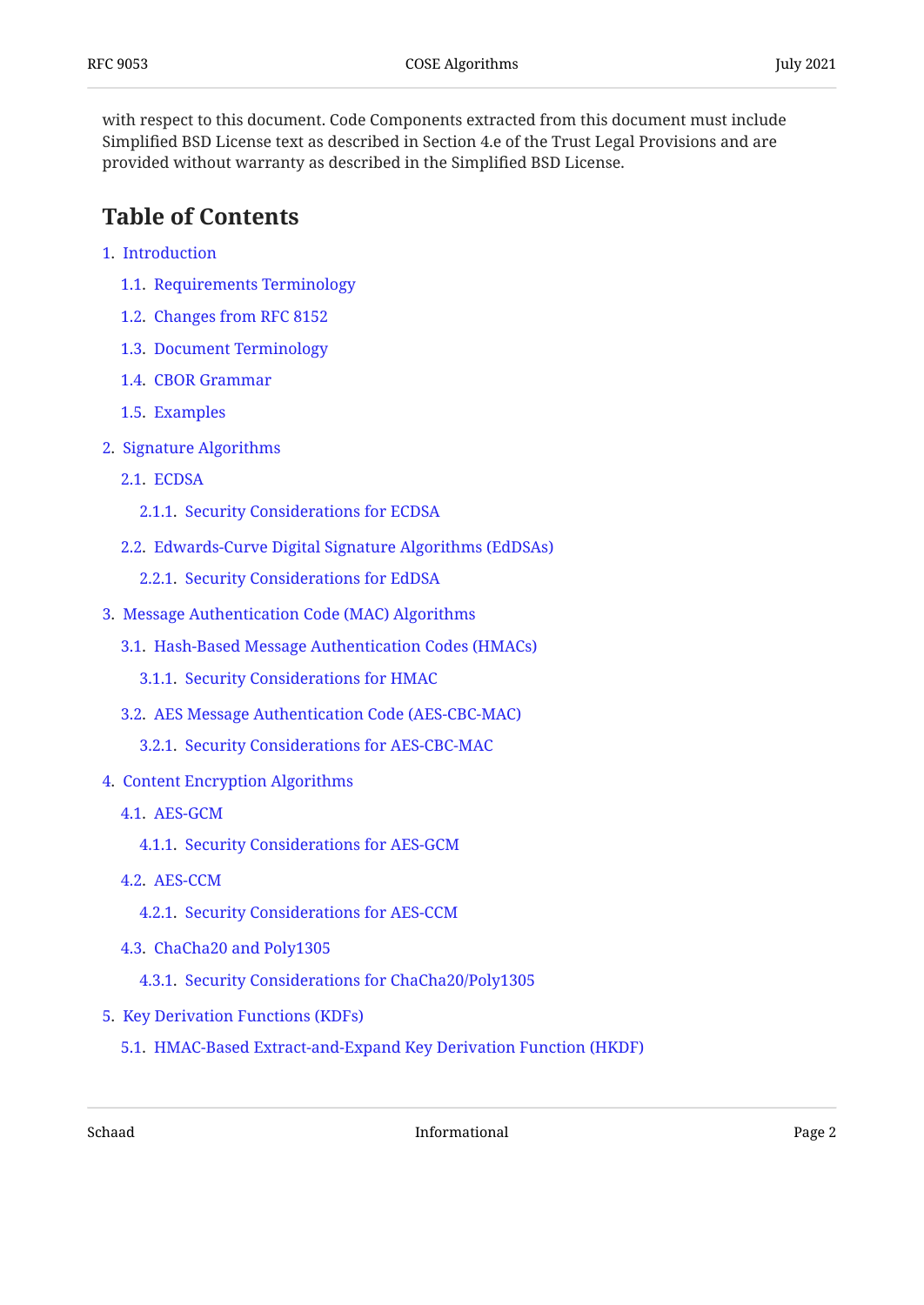with respect to this document. Code Components extracted from this document must include Simplified BSD License text as described in Section 4.e of the Trust Legal Provisions and are provided without warranty as described in the Simplified BSD License.

## Table of Contents

1. Introduction
   - 1.1. Requirements Terminology
   - 1.2. Changes from RFC 8152
   - 1.3. Document Terminology
   - 1.4. CBOR Grammar
   - 1.5. Examples
2. Signature Algorithms
   - 2.1. ECDSA
     - 2.1.1. Security Considerations for ECDSA
   - 2.2. Edwards-Curve Digital Signature Algorithms (EdDSAs)
     - 2.2.1. Security Considerations for EdDSA
3. Message Authentication Code (MAC) Algorithms
   - 3.1. Hash-Based Message Authentication Codes (HMACs)
     - 3.1.1. Security Considerations for HMAC
   - 3.2. AES Message Authentication Code (AES-CBC-MAC)
     - 3.2.1. Security Considerations for AES-CBC-MAC
4. Content Encryption Algorithms
   - 4.1. AES-GCM
     - 4.1.1. Security Considerations for AES-GCM
   - 4.2. AES-CCM
     - 4.2.1. Security Considerations for AES-CCM
   - 4.3. ChaCha20 and Poly1305
     - 4.3.1. Security Considerations for ChaCha20/Poly1305
5. Key Derivation Functions (KDFs)
   - 5.1. HMAC-Based Extract-and-Expand Key Derivation Function (HKDF)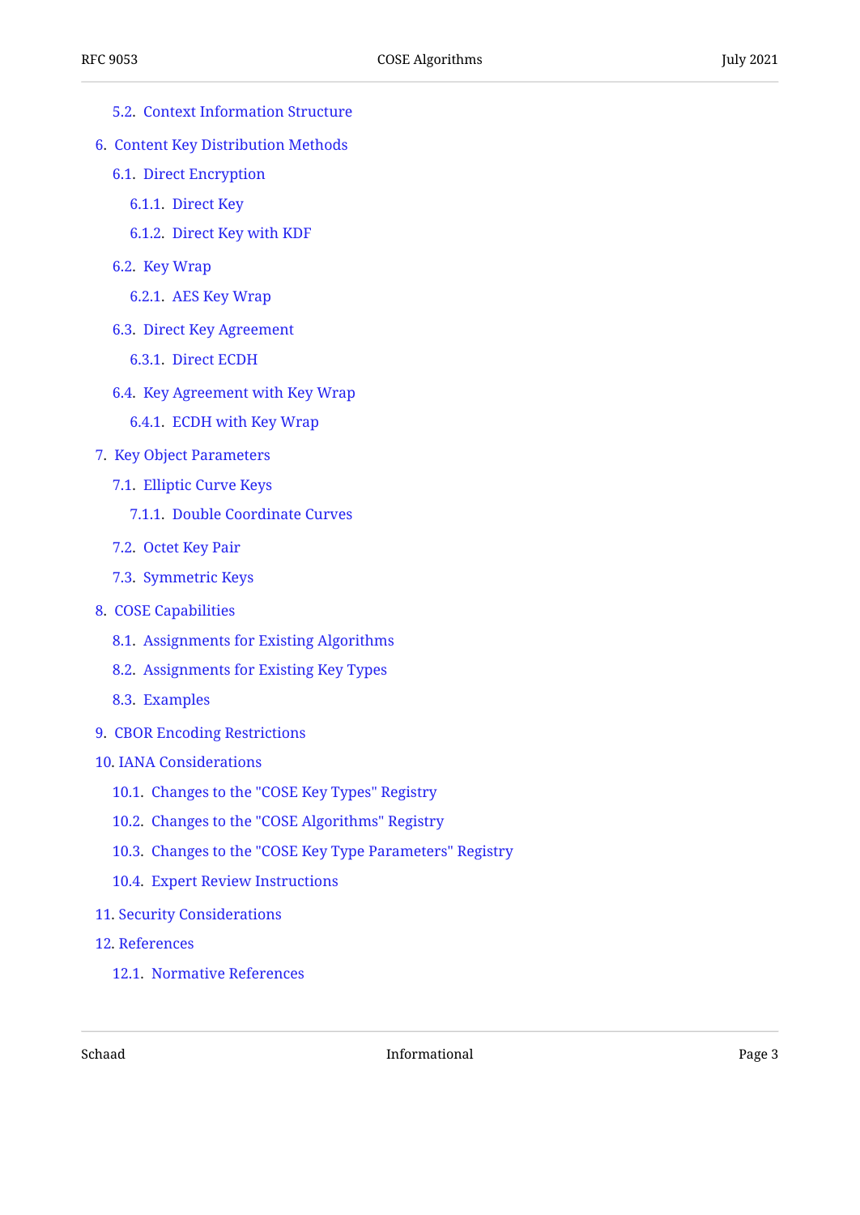- 5.2. Context Information Structure
- 6. Content Key Distribution Methods
  - 6.1. Direct Encryption
    - 6.1.1. Direct Key
    - 6.1.2. Direct Key with KDF
  - 6.2. Key Wrap
    - 6.2.1. AES Key Wrap
  - 6.3. Direct Key Agreement
    - 6.3.1. Direct ECDH
  - 6.4. Key Agreement with Key Wrap
    - 6.4.1. ECDH with Key Wrap
- 7. Key Object Parameters
  - 7.1. Elliptic Curve Keys
    - 7.1.1. Double Coordinate Curves
  - 7.2. Octet Key Pair
  - 7.3. Symmetric Keys
- 8. COSE Capabilities
  - 8.1. Assignments for Existing Algorithms
  - 8.2. Assignments for Existing Key Types
  - 8.3. Examples
- 9. CBOR Encoding Restrictions
- 10. IANA Considerations
  - 10.1. Changes to the "COSE Key Types" Registry
  - 10.2. Changes to the "COSE Algorithms" Registry
  - 10.3. Changes to the "COSE Key Type Parameters" Registry
  - 10.4. Expert Review Instructions
- 11. Security Considerations
- 12. References
  - 12.1. Normative References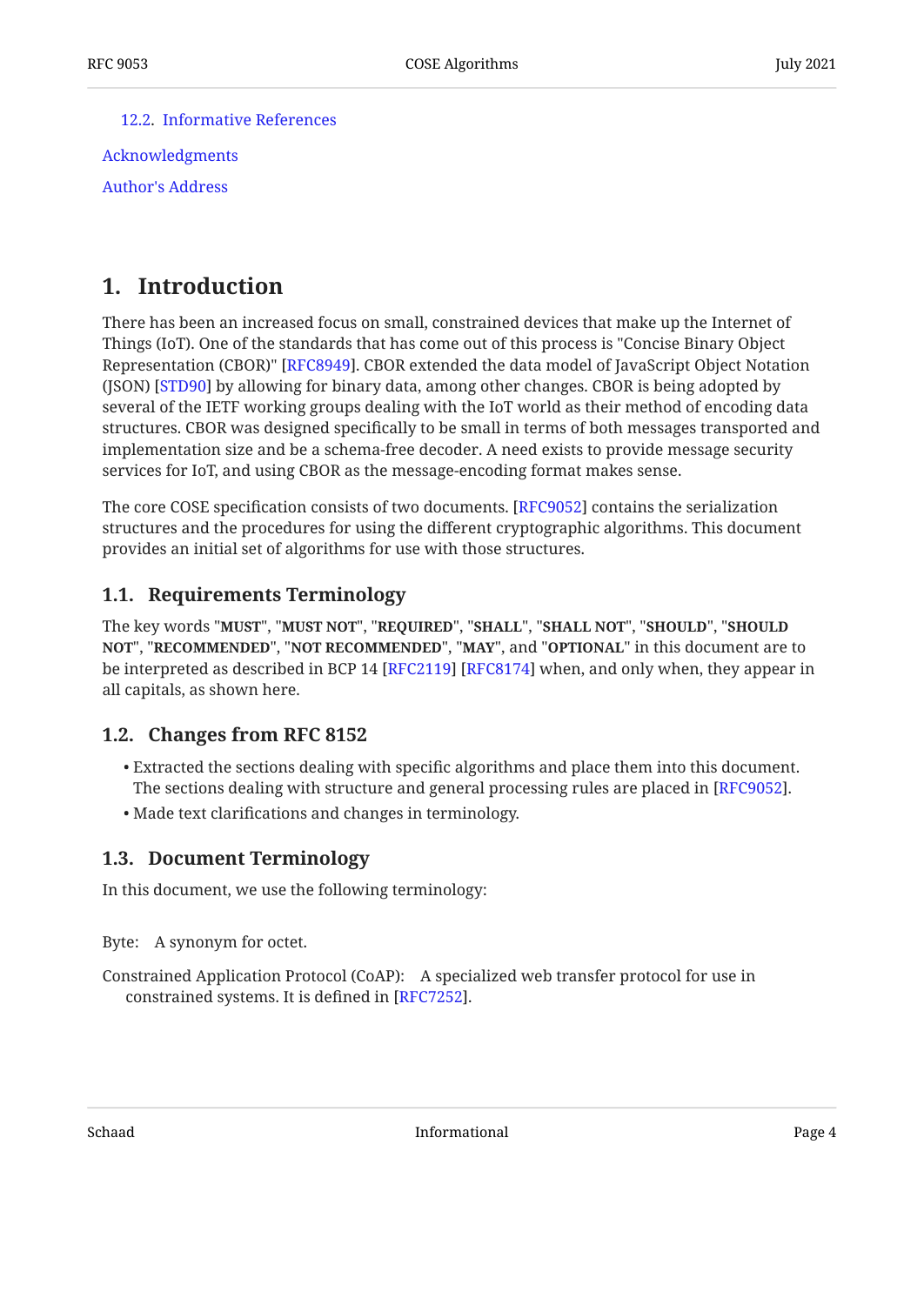12.2. Informative References

Acknowledgments

Author's Address

# 1. Introduction

There has been an increased focus on small, constrained devices that make up the Internet of Things (IoT). One of the standards that has come out of this process is "Concise Binary Object Representation (CBOR)" [RFC8949]. CBOR extended the data model of JavaScript Object Notation (JSON) [STD90] by allowing for binary data, among other changes. CBOR is being adopted by several of the IETF working groups dealing with the IoT world as their method of encoding data structures. CBOR was designed specifically to be small in terms of both messages transported and implementation size and be a schema-free decoder. A need exists to provide message security services for IoT, and using CBOR as the message-encoding format makes sense.

The core COSE specification consists of two documents. [RFC9052] contains the serialization structures and the procedures for using the different cryptographic algorithms. This document provides an initial set of algorithms for use with those structures.

## 1.1. Requirements Terminology

The key words "**MUST**", "**MUST NOT**", "**REQUIRED**", "**SHALL**", "**SHALL NOT**", "**SHOULD**", "**SHOULD NOT**", "**RECOMMENDED**", "**NOT RECOMMENDED**", "**MAY**", and "**OPTIONAL**" in this document are to be interpreted as described in BCP 14 [RFC2119] [RFC8174] when, and only when, they appear in all capitals, as shown here.

## 1.2. Changes from RFC 8152

- Extracted the sections dealing with specific algorithms and place them into this document. The sections dealing with structure and general processing rules are placed in [RFC9052].
- Made text clarifications and changes in terminology.

## 1.3. Document Terminology

In this document, we use the following terminology:

Byte: A synonym for octet.

Constrained Application Protocol (CoAP): A specialized web transfer protocol for use in constrained systems. It is defined in [RFC7252].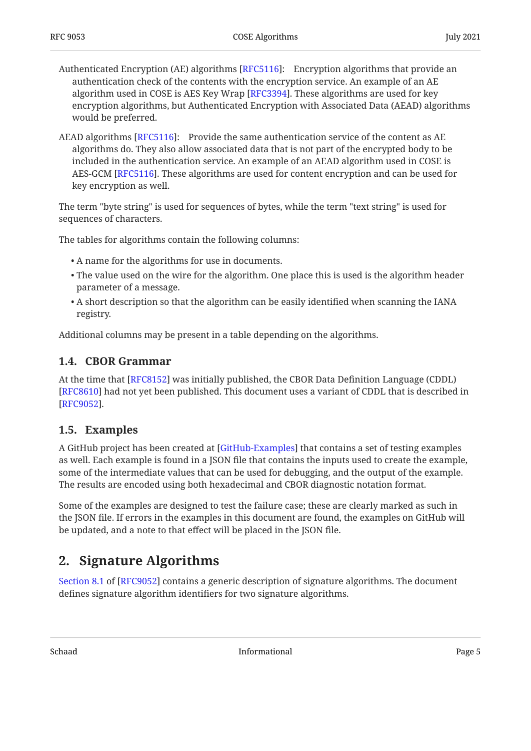Authenticated Encryption (AE) algorithms [RFC5116]: Encryption algorithms that provide an authentication check of the contents with the encryption service. An example of an AE algorithm used in COSE is AES Key Wrap [RFC3394]. These algorithms are used for key encryption algorithms, but Authenticated Encryption with Associated Data (AEAD) algorithms would be preferred.

AEAD algorithms [RFC5116]: Provide the same authentication service of the content as AE algorithms do. They also allow associated data that is not part of the encrypted body to be included in the authentication service. An example of an AEAD algorithm used in COSE is AES-GCM [RFC5116]. These algorithms are used for content encryption and can be used for key encryption as well.

The term "byte string" is used for sequences of bytes, while the term "text string" is used for sequences of characters.

The tables for algorithms contain the following columns:

- A name for the algorithms for use in documents.
- The value used on the wire for the algorithm. One place this is used is the algorithm header parameter of a message.
- A short description so that the algorithm can be easily identified when scanning the IANA registry.

Additional columns may be present in a table depending on the algorithms.

### 1.4. CBOR Grammar

At the time that [RFC8152] was initially published, the CBOR Data Definition Language (CDDL) [RFC8610] had not yet been published. This document uses a variant of CDDL that is described in [RFC9052].

### 1.5. Examples

A GitHub project has been created at [GitHub-Examples] that contains a set of testing examples as well. Each example is found in a JSON file that contains the inputs used to create the example, some of the intermediate values that can be used for debugging, and the output of the example. The results are encoded using both hexadecimal and CBOR diagnostic notation format.

Some of the examples are designed to test the failure case; these are clearly marked as such in the JSON file. If errors in the examples in this document are found, the examples on GitHub will be updated, and a note to that effect will be placed in the JSON file.

## 2. Signature Algorithms

Section 8.1 of [RFC9052] contains a generic description of signature algorithms. The document defines signature algorithm identifiers for two signature algorithms.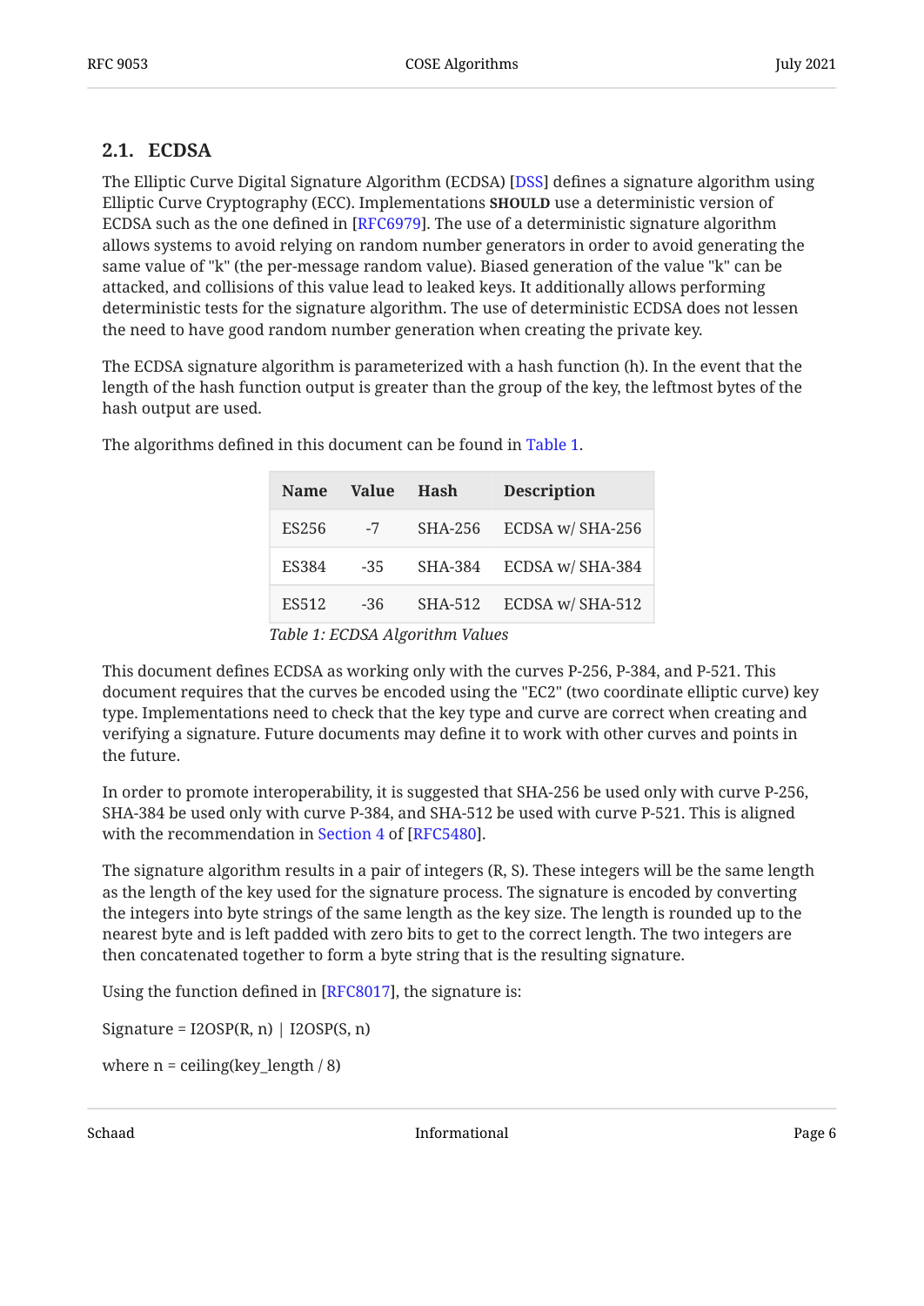### 2.1. ECDSA

The Elliptic Curve Digital Signature Algorithm (ECDSA) [DSS] defines a signature algorithm using Elliptic Curve Cryptography (ECC). Implementations **SHOULD** use a deterministic version of ECDSA such as the one defined in [RFC6979]. The use of a deterministic signature algorithm allows systems to avoid relying on random number generators in order to avoid generating the same value of "k" (the per-message random value). Biased generation of the value "k" can be attacked, and collisions of this value lead to leaked keys. It additionally allows performing deterministic tests for the signature algorithm. The use of deterministic ECDSA does not lessen the need to have good random number generation when creating the private key.

The ECDSA signature algorithm is parameterized with a hash function (h). In the event that the length of the hash function output is greater than the group of the key, the leftmost bytes of the hash output are used.

The algorithms defined in this document can be found in Table 1.

| Name | Value | Hash | Description |
|---|---|---|---|
| ES256 | -7 | SHA-256 | ECDSA w/ SHA-256 |
| ES384 | -35 | SHA-384 | ECDSA w/ SHA-384 |
| ES512 | -36 | SHA-512 | ECDSA w/ SHA-512 |

*Table 1: ECDSA Algorithm Values*

This document defines ECDSA as working only with the curves P-256, P-384, and P-521. This document requires that the curves be encoded using the "EC2" (two coordinate elliptic curve) key type. Implementations need to check that the key type and curve are correct when creating and verifying a signature. Future documents may define it to work with other curves and points in the future.

In order to promote interoperability, it is suggested that SHA-256 be used only with curve P-256, SHA-384 be used only with curve P-384, and SHA-512 be used with curve P-521. This is aligned with the recommendation in Section 4 of [RFC5480].

The signature algorithm results in a pair of integers (R, S). These integers will be the same length as the length of the key used for the signature process. The signature is encoded by converting the integers into byte strings of the same length as the key size. The length is rounded up to the nearest byte and is left padded with zero bits to get to the correct length. The two integers are then concatenated together to form a byte string that is the resulting signature.

Using the function defined in [RFC8017], the signature is:

Signature = I2OSP(R, n) | I2OSP(S, n)

where n = ceiling(key_length / 8)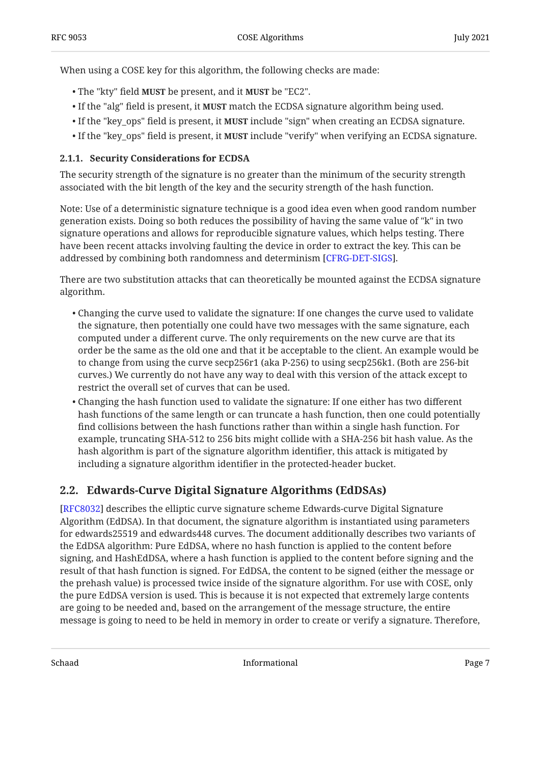When using a COSE key for this algorithm, the following checks are made:

- The "kty" field **MUST** be present, and it **MUST** be "EC2".
- If the "alg" field is present, it **MUST** match the ECDSA signature algorithm being used.
- If the "key_ops" field is present, it **MUST** include "sign" when creating an ECDSA signature.
- If the "key_ops" field is present, it **MUST** include "verify" when verifying an ECDSA signature.

#### 2.1.1. Security Considerations for ECDSA

The security strength of the signature is no greater than the minimum of the security strength associated with the bit length of the key and the security strength of the hash function.

Note: Use of a deterministic signature technique is a good idea even when good random number generation exists. Doing so both reduces the possibility of having the same value of "k" in two signature operations and allows for reproducible signature values, which helps testing. There have been recent attacks involving faulting the device in order to extract the key. This can be addressed by combining both randomness and determinism [CFRG-DET-SIGS].

There are two substitution attacks that can theoretically be mounted against the ECDSA signature algorithm.

- Changing the curve used to validate the signature: If one changes the curve used to validate the signature, then potentially one could have two messages with the same signature, each computed under a different curve. The only requirements on the new curve are that its order be the same as the old one and that it be acceptable to the client. An example would be to change from using the curve secp256r1 (aka P-256) to using secp256k1. (Both are 256-bit curves.) We currently do not have any way to deal with this version of the attack except to restrict the overall set of curves that can be used.
- Changing the hash function used to validate the signature: If one either has two different hash functions of the same length or can truncate a hash function, then one could potentially find collisions between the hash functions rather than within a single hash function. For example, truncating SHA-512 to 256 bits might collide with a SHA-256 bit hash value. As the hash algorithm is part of the signature algorithm identifier, this attack is mitigated by including a signature algorithm identifier in the protected-header bucket.

### 2.2. Edwards-Curve Digital Signature Algorithms (EdDSAs)

[RFC8032] describes the elliptic curve signature scheme Edwards-curve Digital Signature Algorithm (EdDSA). In that document, the signature algorithm is instantiated using parameters for edwards25519 and edwards448 curves. The document additionally describes two variants of the EdDSA algorithm: Pure EdDSA, where no hash function is applied to the content before signing, and HashEdDSA, where a hash function is applied to the content before signing and the result of that hash function is signed. For EdDSA, the content to be signed (either the message or the prehash value) is processed twice inside of the signature algorithm. For use with COSE, only the pure EdDSA version is used. This is because it is not expected that extremely large contents are going to be needed and, based on the arrangement of the message structure, the entire message is going to need to be held in memory in order to create or verify a signature. Therefore,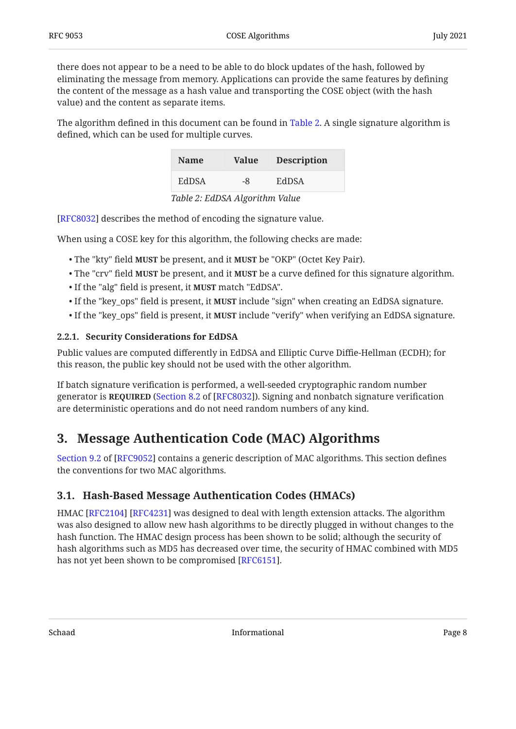there does not appear to be a need to be able to do block updates of the hash, followed by eliminating the message from memory. Applications can provide the same features by defining the content of the message as a hash value and transporting the COSE object (with the hash value) and the content as separate items.

The algorithm defined in this document can be found in Table 2. A single signature algorithm is defined, which can be used for multiple curves.

| Name | Value | Description |
|---|---|---|
| EdDSA | -8 | EdDSA |

*Table 2: EdDSA Algorithm Value*

[RFC8032] describes the method of encoding the signature value.

When using a COSE key for this algorithm, the following checks are made:

- The "kty" field **MUST** be present, and it **MUST** be "OKP" (Octet Key Pair).
- The "crv" field **MUST** be present, and it **MUST** be a curve defined for this signature algorithm.
- If the "alg" field is present, it **MUST** match "EdDSA".
- If the "key_ops" field is present, it **MUST** include "sign" when creating an EdDSA signature.
- If the "key_ops" field is present, it **MUST** include "verify" when verifying an EdDSA signature.

#### 2.2.1. Security Considerations for EdDSA

Public values are computed differently in EdDSA and Elliptic Curve Diffie-Hellman (ECDH); for this reason, the public key should not be used with the other algorithm.

If batch signature verification is performed, a well-seeded cryptographic random number generator is **REQUIRED** (Section 8.2 of [RFC8032]). Signing and nonbatch signature verification are deterministic operations and do not need random numbers of any kind.

## 3. Message Authentication Code (MAC) Algorithms

Section 9.2 of [RFC9052] contains a generic description of MAC algorithms. This section defines the conventions for two MAC algorithms.

### 3.1. Hash-Based Message Authentication Codes (HMACs)

HMAC [RFC2104] [RFC4231] was designed to deal with length extension attacks. The algorithm was also designed to allow new hash algorithms to be directly plugged in without changes to the hash function. The HMAC design process has been shown to be solid; although the security of hash algorithms such as MD5 has decreased over time, the security of HMAC combined with MD5 has not yet been shown to be compromised [RFC6151].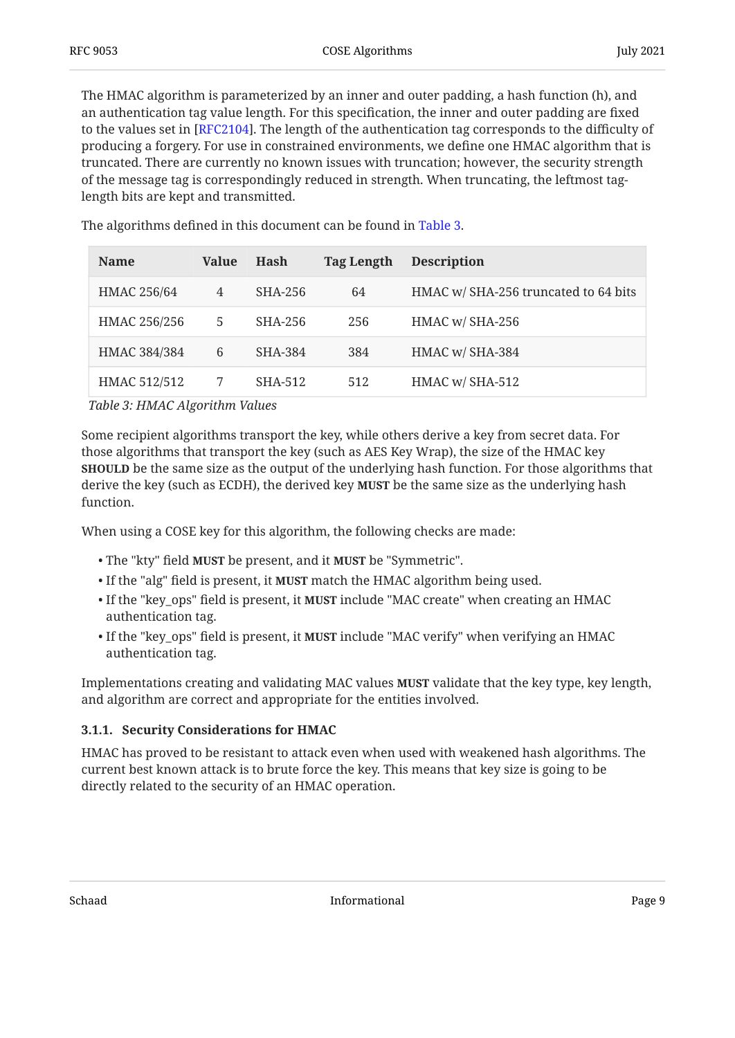The HMAC algorithm is parameterized by an inner and outer padding, a hash function (h), and an authentication tag value length. For this specification, the inner and outer padding are fixed to the values set in [RFC2104]. The length of the authentication tag corresponds to the difficulty of producing a forgery. For use in constrained environments, we define one HMAC algorithm that is truncated. There are currently no known issues with truncation; however, the security strength of the message tag is correspondingly reduced in strength. When truncating, the leftmost tag-length bits are kept and transmitted.

The algorithms defined in this document can be found in Table 3.

| Name | Value | Hash | Tag Length | Description |
|---|---|---|---|---|
| HMAC 256/64 | 4 | SHA-256 | 64 | HMAC w/ SHA-256 truncated to 64 bits |
| HMAC 256/256 | 5 | SHA-256 | 256 | HMAC w/ SHA-256 |
| HMAC 384/384 | 6 | SHA-384 | 384 | HMAC w/ SHA-384 |
| HMAC 512/512 | 7 | SHA-512 | 512 | HMAC w/ SHA-512 |

*Table 3: HMAC Algorithm Values*

Some recipient algorithms transport the key, while others derive a key from secret data. For those algorithms that transport the key (such as AES Key Wrap), the size of the HMAC key **SHOULD** be the same size as the output of the underlying hash function. For those algorithms that derive the key (such as ECDH), the derived key **MUST** be the same size as the underlying hash function.

When using a COSE key for this algorithm, the following checks are made:

- The "kty" field **MUST** be present, and it **MUST** be "Symmetric".
- If the "alg" field is present, it **MUST** match the HMAC algorithm being used.
- If the "key_ops" field is present, it **MUST** include "MAC create" when creating an HMAC authentication tag.
- If the "key_ops" field is present, it **MUST** include "MAC verify" when verifying an HMAC authentication tag.

Implementations creating and validating MAC values **MUST** validate that the key type, key length, and algorithm are correct and appropriate for the entities involved.

#### 3.1.1. Security Considerations for HMAC

HMAC has proved to be resistant to attack even when used with weakened hash algorithms. The current best known attack is to brute force the key. This means that key size is going to be directly related to the security of an HMAC operation.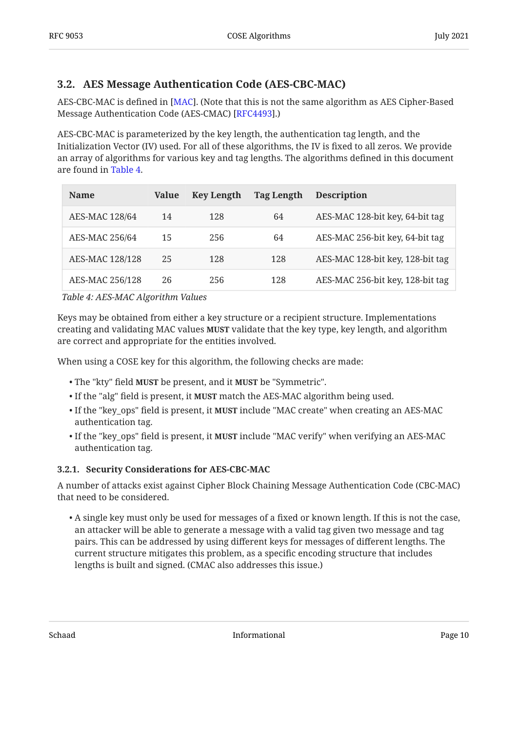## 3.2. AES Message Authentication Code (AES-CBC-MAC)

AES-CBC-MAC is defined in [MAC]. (Note that this is not the same algorithm as AES Cipher-Based Message Authentication Code (AES-CMAC) [RFC4493].)

AES-CBC-MAC is parameterized by the key length, the authentication tag length, and the Initialization Vector (IV) used. For all of these algorithms, the IV is fixed to all zeros. We provide an array of algorithms for various key and tag lengths. The algorithms defined in this document are found in Table 4.

| Name | Value | Key Length | Tag Length | Description |
|---|---|---|---|---|
| AES-MAC 128/64 | 14 | 128 | 64 | AES-MAC 128-bit key, 64-bit tag |
| AES-MAC 256/64 | 15 | 256 | 64 | AES-MAC 256-bit key, 64-bit tag |
| AES-MAC 128/128 | 25 | 128 | 128 | AES-MAC 128-bit key, 128-bit tag |
| AES-MAC 256/128 | 26 | 256 | 128 | AES-MAC 256-bit key, 128-bit tag |

*Table 4: AES-MAC Algorithm Values*

Keys may be obtained from either a key structure or a recipient structure. Implementations creating and validating MAC values **MUST** validate that the key type, key length, and algorithm are correct and appropriate for the entities involved.

When using a COSE key for this algorithm, the following checks are made:

- The "kty" field **MUST** be present, and it **MUST** be "Symmetric".
- If the "alg" field is present, it **MUST** match the AES-MAC algorithm being used.
- If the "key_ops" field is present, it **MUST** include "MAC create" when creating an AES-MAC authentication tag.
- If the "key_ops" field is present, it **MUST** include "MAC verify" when verifying an AES-MAC authentication tag.

### 3.2.1. Security Considerations for AES-CBC-MAC

A number of attacks exist against Cipher Block Chaining Message Authentication Code (CBC-MAC) that need to be considered.

- A single key must only be used for messages of a fixed or known length. If this is not the case, an attacker will be able to generate a message with a valid tag given two message and tag pairs. This can be addressed by using different keys for messages of different lengths. The current structure mitigates this problem, as a specific encoding structure that includes lengths is built and signed. (CMAC also addresses this issue.)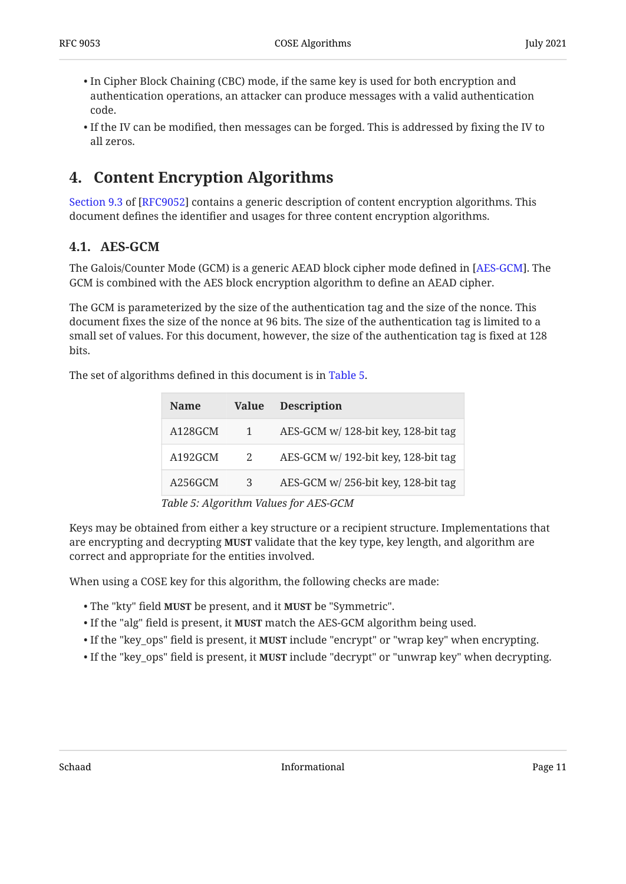- In Cipher Block Chaining (CBC) mode, if the same key is used for both encryption and authentication operations, an attacker can produce messages with a valid authentication code.
- If the IV can be modified, then messages can be forged. This is addressed by fixing the IV to all zeros.

# 4. Content Encryption Algorithms

Section 9.3 of [RFC9052] contains a generic description of content encryption algorithms. This document defines the identifier and usages for three content encryption algorithms.

## 4.1. AES-GCM

The Galois/Counter Mode (GCM) is a generic AEAD block cipher mode defined in [AES-GCM]. The GCM is combined with the AES block encryption algorithm to define an AEAD cipher.

The GCM is parameterized by the size of the authentication tag and the size of the nonce. This document fixes the size of the nonce at 96 bits. The size of the authentication tag is limited to a small set of values. For this document, however, the size of the authentication tag is fixed at 128 bits.

The set of algorithms defined in this document is in Table 5.

| Name | Value | Description |
|---|---|---|
| A128GCM | 1 | AES-GCM w/ 128-bit key, 128-bit tag |
| A192GCM | 2 | AES-GCM w/ 192-bit key, 128-bit tag |
| A256GCM | 3 | AES-GCM w/ 256-bit key, 128-bit tag |

*Table 5: Algorithm Values for AES-GCM*

Keys may be obtained from either a key structure or a recipient structure. Implementations that are encrypting and decrypting **MUST** validate that the key type, key length, and algorithm are correct and appropriate for the entities involved.

When using a COSE key for this algorithm, the following checks are made:

- The "kty" field **MUST** be present, and it **MUST** be "Symmetric".
- If the "alg" field is present, it **MUST** match the AES-GCM algorithm being used.
- If the "key_ops" field is present, it **MUST** include "encrypt" or "wrap key" when encrypting.
- If the "key_ops" field is present, it **MUST** include "decrypt" or "unwrap key" when decrypting.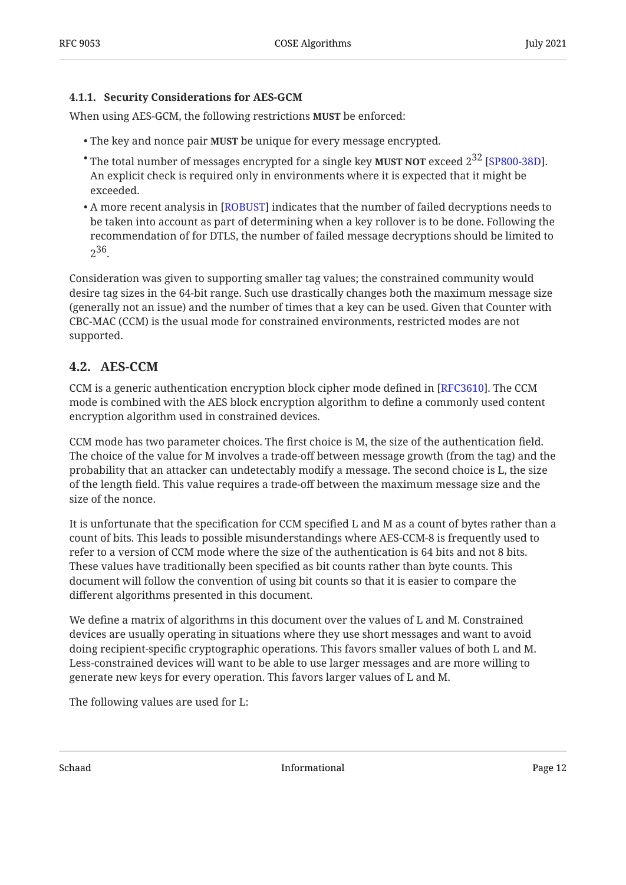#### 4.1.1. Security Considerations for AES-GCM

When using AES-GCM, the following restrictions **MUST** be enforced:

- The key and nonce pair **MUST** be unique for every message encrypted.
- The total number of messages encrypted for a single key **MUST NOT** exceed $2^{32}$ [SP800-38D]. An explicit check is required only in environments where it is expected that it might be exceeded.
- A more recent analysis in [ROBUST] indicates that the number of failed decryptions needs to be taken into account as part of determining when a key rollover is to be done. Following the recommendation of for DTLS, the number of failed message decryptions should be limited to $2^{36}$.

Consideration was given to supporting smaller tag values; the constrained community would desire tag sizes in the 64-bit range. Such use drastically changes both the maximum message size (generally not an issue) and the number of times that a key can be used. Given that Counter with CBC-MAC (CCM) is the usual mode for constrained environments, restricted modes are not supported.

### 4.2. AES-CCM

CCM is a generic authentication encryption block cipher mode defined in [RFC3610]. The CCM mode is combined with the AES block encryption algorithm to define a commonly used content encryption algorithm used in constrained devices.

CCM mode has two parameter choices. The first choice is M, the size of the authentication field. The choice of the value for M involves a trade-off between message growth (from the tag) and the probability that an attacker can undetectably modify a message. The second choice is L, the size of the length field. This value requires a trade-off between the maximum message size and the size of the nonce.

It is unfortunate that the specification for CCM specified L and M as a count of bytes rather than a count of bits. This leads to possible misunderstandings where AES-CCM-8 is frequently used to refer to a version of CCM mode where the size of the authentication is 64 bits and not 8 bits. These values have traditionally been specified as bit counts rather than byte counts. This document will follow the convention of using bit counts so that it is easier to compare the different algorithms presented in this document.

We define a matrix of algorithms in this document over the values of L and M. Constrained devices are usually operating in situations where they use short messages and want to avoid doing recipient-specific cryptographic operations. This favors smaller values of both L and M. Less-constrained devices will want to be able to use larger messages and are more willing to generate new keys for every operation. This favors larger values of L and M.

The following values are used for L: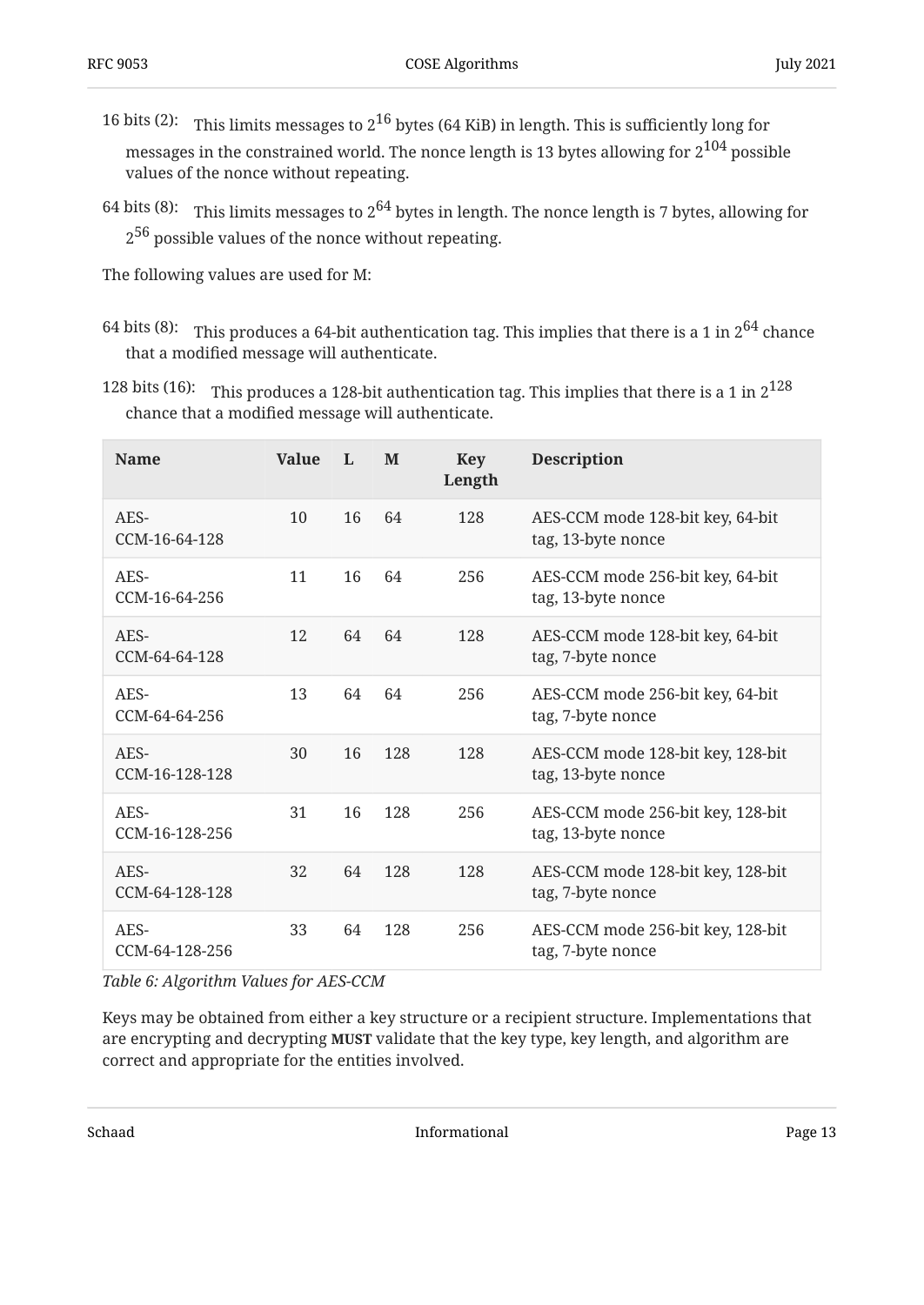16 bits (2):
: This limits messages to $2^{16}$ bytes (64 KiB) in length. This is sufficiently long for messages in the constrained world. The nonce length is 13 bytes allowing for $2^{104}$ possible values of the nonce without repeating.

64 bits (8):
: This limits messages to $2^{64}$ bytes in length. The nonce length is 7 bytes, allowing for $2^{56}$ possible values of the nonce without repeating.

The following values are used for M:

64 bits (8):
: This produces a 64-bit authentication tag. This implies that there is a 1 in $2^{64}$ chance that a modified message will authenticate.

128 bits (16):
: This produces a 128-bit authentication tag. This implies that there is a 1 in $2^{128}$ chance that a modified message will authenticate.

| Name | Value | L | M | Key Length | Description |
|---|---|---|---|---|---|
| AES-CCM-16-64-128 | 10 | 16 | 64 | 128 | AES-CCM mode 128-bit key, 64-bit tag, 13-byte nonce |
| AES-CCM-16-64-256 | 11 | 16 | 64 | 256 | AES-CCM mode 256-bit key, 64-bit tag, 13-byte nonce |
| AES-CCM-64-64-128 | 12 | 64 | 64 | 128 | AES-CCM mode 128-bit key, 64-bit tag, 7-byte nonce |
| AES-CCM-64-64-256 | 13 | 64 | 64 | 256 | AES-CCM mode 256-bit key, 64-bit tag, 7-byte nonce |
| AES-CCM-16-128-128 | 30 | 16 | 128 | 128 | AES-CCM mode 128-bit key, 128-bit tag, 13-byte nonce |
| AES-CCM-16-128-256 | 31 | 16 | 128 | 256 | AES-CCM mode 256-bit key, 128-bit tag, 13-byte nonce |
| AES-CCM-64-128-128 | 32 | 64 | 128 | 128 | AES-CCM mode 128-bit key, 128-bit tag, 7-byte nonce |
| AES-CCM-64-128-256 | 33 | 64 | 128 | 256 | AES-CCM mode 256-bit key, 128-bit tag, 7-byte nonce |

*Table 6: Algorithm Values for AES-CCM*

Keys may be obtained from either a key structure or a recipient structure. Implementations that are encrypting and decrypting **MUST** validate that the key type, key length, and algorithm are correct and appropriate for the entities involved.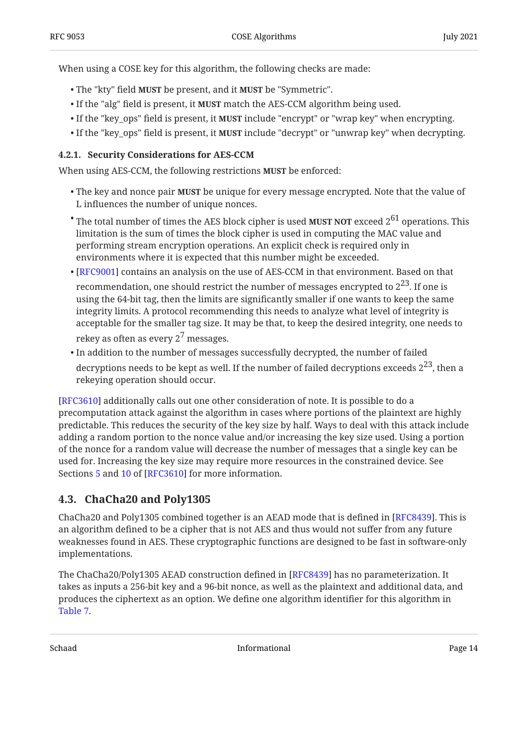When using a COSE key for this algorithm, the following checks are made:

- The "kty" field **MUST** be present, and it **MUST** be "Symmetric".
- If the "alg" field is present, it **MUST** match the AES-CCM algorithm being used.
- If the "key_ops" field is present, it **MUST** include "encrypt" or "wrap key" when encrypting.
- If the "key_ops" field is present, it **MUST** include "decrypt" or "unwrap key" when decrypting.

### 4.2.1. Security Considerations for AES-CCM

When using AES-CCM, the following restrictions **MUST** be enforced:

- The key and nonce pair **MUST** be unique for every message encrypted. Note that the value of L influences the number of unique nonces.
- The total number of times the AES block cipher is used **MUST NOT** exceed $2^{61}$ operations. This limitation is the sum of times the block cipher is used in computing the MAC value and performing stream encryption operations. An explicit check is required only in environments where it is expected that this number might be exceeded.
- [RFC9001] contains an analysis on the use of AES-CCM in that environment. Based on that recommendation, one should restrict the number of messages encrypted to $2^{23}$. If one is using the 64-bit tag, then the limits are significantly smaller if one wants to keep the same integrity limits. A protocol recommending this needs to analyze what level of integrity is acceptable for the smaller tag size. It may be that, to keep the desired integrity, one needs to rekey as often as every $2^7$ messages.
- In addition to the number of messages successfully decrypted, the number of failed decryptions needs to be kept as well. If the number of failed decryptions exceeds $2^{23}$, then a rekeying operation should occur.

[RFC3610] additionally calls out one other consideration of note. It is possible to do a precomputation attack against the algorithm in cases where portions of the plaintext are highly predictable. This reduces the security of the key size by half. Ways to deal with this attack include adding a random portion to the nonce value and/or increasing the key size used. Using a portion of the nonce for a random value will decrease the number of messages that a single key can be used for. Increasing the key size may require more resources in the constrained device. See Sections 5 and 10 of [RFC3610] for more information.

## 4.3. ChaCha20 and Poly1305

ChaCha20 and Poly1305 combined together is an AEAD mode that is defined in [RFC8439]. This is an algorithm defined to be a cipher that is not AES and thus would not suffer from any future weaknesses found in AES. These cryptographic functions are designed to be fast in software-only implementations.

The ChaCha20/Poly1305 AEAD construction defined in [RFC8439] has no parameterization. It takes as inputs a 256-bit key and a 96-bit nonce, as well as the plaintext and additional data, and produces the ciphertext as an option. We define one algorithm identifier for this algorithm in Table 7.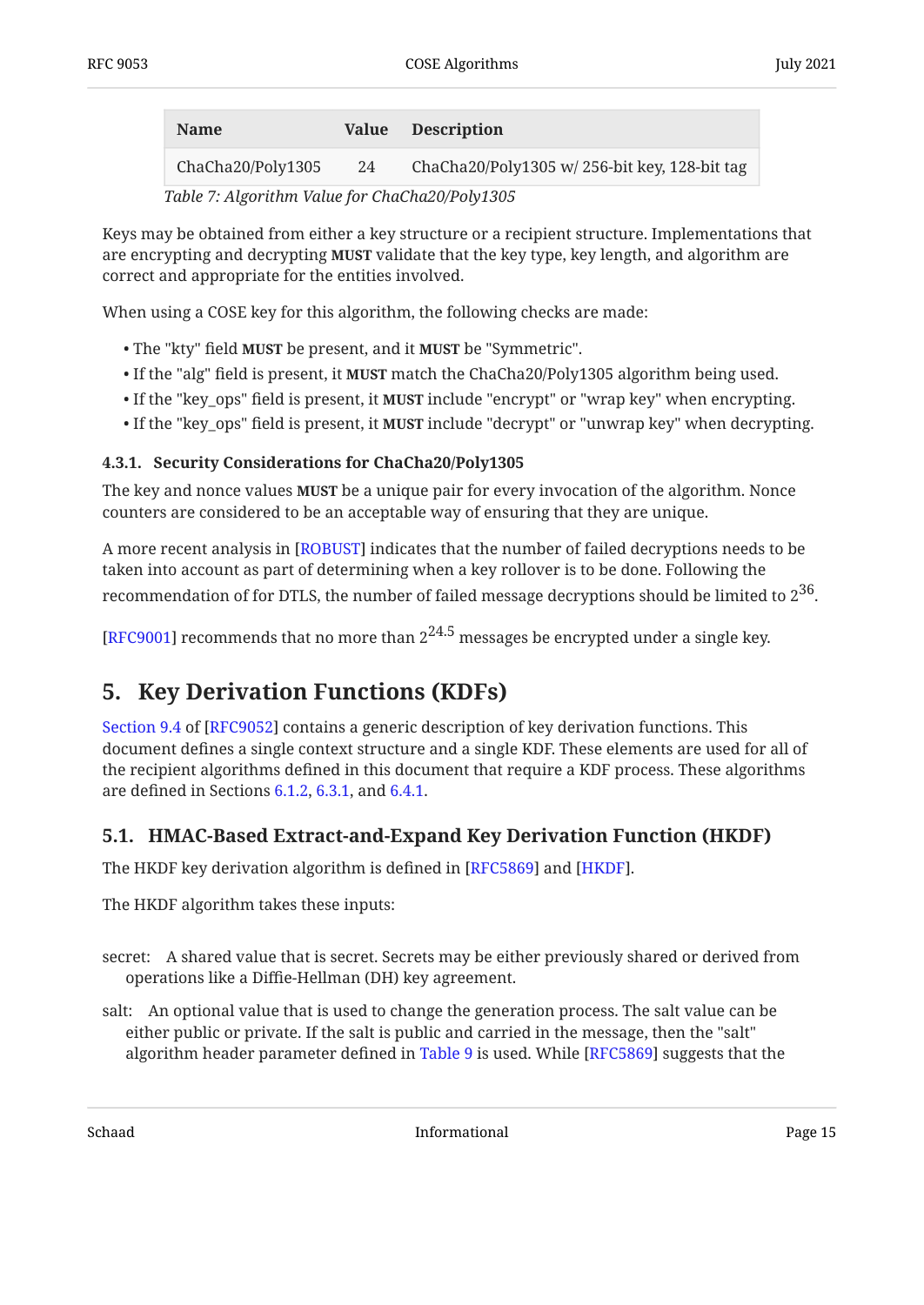| Name | Value | Description |
|---|---|---|
| ChaCha20/Poly1305 | 24 | ChaCha20/Poly1305 w/ 256-bit key, 128-bit tag |

*Table 7: Algorithm Value for ChaCha20/Poly1305*

Keys may be obtained from either a key structure or a recipient structure. Implementations that are encrypting and decrypting **MUST** validate that the key type, key length, and algorithm are correct and appropriate for the entities involved.

When using a COSE key for this algorithm, the following checks are made:

- The "kty" field **MUST** be present, and it **MUST** be "Symmetric".
- If the "alg" field is present, it **MUST** match the ChaCha20/Poly1305 algorithm being used.
- If the "key_ops" field is present, it **MUST** include "encrypt" or "wrap key" when encrypting.
- If the "key_ops" field is present, it **MUST** include "decrypt" or "unwrap key" when decrypting.

#### 4.3.1. Security Considerations for ChaCha20/Poly1305

The key and nonce values **MUST** be a unique pair for every invocation of the algorithm. Nonce counters are considered to be an acceptable way of ensuring that they are unique.

A more recent analysis in [ROBUST] indicates that the number of failed decryptions needs to be taken into account as part of determining when a key rollover is to be done. Following the recommendation of for DTLS, the number of failed message decryptions should be limited to $2^{36}$.

[RFC9001] recommends that no more than $2^{24.5}$ messages be encrypted under a single key.

## 5. Key Derivation Functions (KDFs)

Section 9.4 of [RFC9052] contains a generic description of key derivation functions. This document defines a single context structure and a single KDF. These elements are used for all of the recipient algorithms defined in this document that require a KDF process. These algorithms are defined in Sections 6.1.2, 6.3.1, and 6.4.1.

### 5.1. HMAC-Based Extract-and-Expand Key Derivation Function (HKDF)

The HKDF key derivation algorithm is defined in [RFC5869] and [HKDF].

The HKDF algorithm takes these inputs:

secret: A shared value that is secret. Secrets may be either previously shared or derived from operations like a Diffie-Hellman (DH) key agreement.

salt: An optional value that is used to change the generation process. The salt value can be either public or private. If the salt is public and carried in the message, then the "salt" algorithm header parameter defined in Table 9 is used. While [RFC5869] suggests that the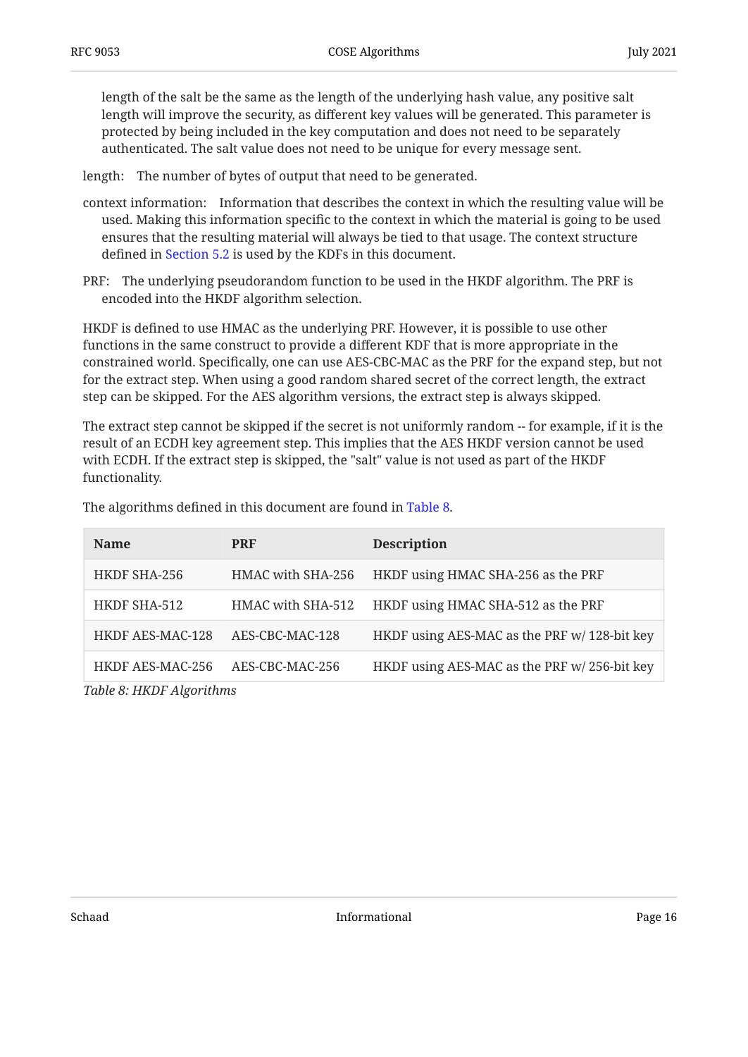length of the salt be the same as the length of the underlying hash value, any positive salt length will improve the security, as different key values will be generated. This parameter is protected by being included in the key computation and does not need to be separately authenticated. The salt value does not need to be unique for every message sent.

length: The number of bytes of output that need to be generated.

context information: Information that describes the context in which the resulting value will be used. Making this information specific to the context in which the material is going to be used ensures that the resulting material will always be tied to that usage. The context structure defined in Section 5.2 is used by the KDFs in this document.

PRF: The underlying pseudorandom function to be used in the HKDF algorithm. The PRF is encoded into the HKDF algorithm selection.

HKDF is defined to use HMAC as the underlying PRF. However, it is possible to use other functions in the same construct to provide a different KDF that is more appropriate in the constrained world. Specifically, one can use AES-CBC-MAC as the PRF for the expand step, but not for the extract step. When using a good random shared secret of the correct length, the extract step can be skipped. For the AES algorithm versions, the extract step is always skipped.

The extract step cannot be skipped if the secret is not uniformly random -- for example, if it is the result of an ECDH key agreement step. This implies that the AES HKDF version cannot be used with ECDH. If the extract step is skipped, the "salt" value is not used as part of the HKDF functionality.

The algorithms defined in this document are found in Table 8.

| Name | PRF | Description |
|---|---|---|
| HKDF SHA-256 | HMAC with SHA-256 | HKDF using HMAC SHA-256 as the PRF |
| HKDF SHA-512 | HMAC with SHA-512 | HKDF using HMAC SHA-512 as the PRF |
| HKDF AES-MAC-128 | AES-CBC-MAC-128 | HKDF using AES-MAC as the PRF w/ 128-bit key |
| HKDF AES-MAC-256 | AES-CBC-MAC-256 | HKDF using AES-MAC as the PRF w/ 256-bit key |

*Table 8: HKDF Algorithms*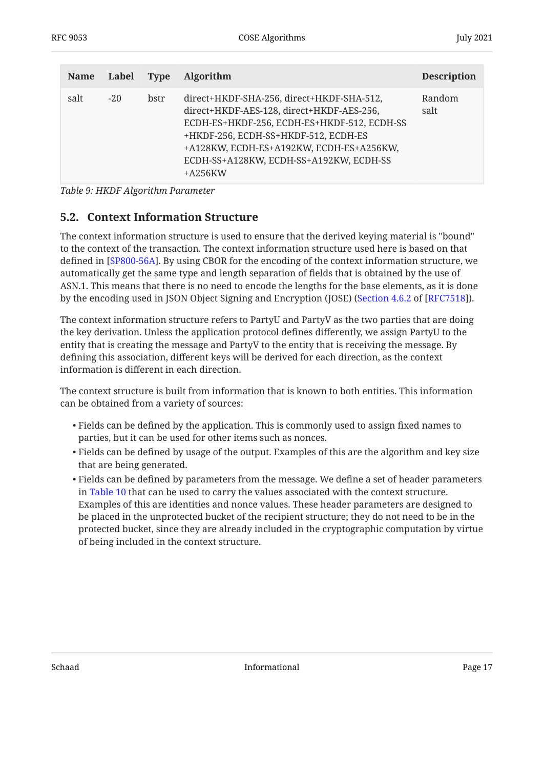| Name | Label | Type | Algorithm | Description |
|---|---|---|---|---|
| salt | -20 | bstr | direct+HKDF-SHA-256, direct+HKDF-SHA-512, direct+HKDF-AES-128, direct+HKDF-AES-256, ECDH-ES+HKDF-256, ECDH-ES+HKDF-512, ECDH-SS+HKDF-256, ECDH-SS+HKDF-512, ECDH-ES+A128KW, ECDH-ES+A192KW, ECDH-ES+A256KW, ECDH-SS+A128KW, ECDH-SS+A192KW, ECDH-SS+A256KW | Random salt |

*Table 9: HKDF Algorithm Parameter*

## 5.2. Context Information Structure

The context information structure is used to ensure that the derived keying material is "bound" to the context of the transaction. The context information structure used here is based on that defined in [SP800-56A]. By using CBOR for the encoding of the context information structure, we automatically get the same type and length separation of fields that is obtained by the use of ASN.1. This means that there is no need to encode the lengths for the base elements, as it is done by the encoding used in JSON Object Signing and Encryption (JOSE) (Section 4.6.2 of [RFC7518]).

The context information structure refers to PartyU and PartyV as the two parties that are doing the key derivation. Unless the application protocol defines differently, we assign PartyU to the entity that is creating the message and PartyV to the entity that is receiving the message. By defining this association, different keys will be derived for each direction, as the context information is different in each direction.

The context structure is built from information that is known to both entities. This information can be obtained from a variety of sources:

- Fields can be defined by the application. This is commonly used to assign fixed names to parties, but it can be used for other items such as nonces.
- Fields can be defined by usage of the output. Examples of this are the algorithm and key size that are being generated.
- Fields can be defined by parameters from the message. We define a set of header parameters in Table 10 that can be used to carry the values associated with the context structure. Examples of this are identities and nonce values. These header parameters are designed to be placed in the unprotected bucket of the recipient structure; they do not need to be in the protected bucket, since they are already included in the cryptographic computation by virtue of being included in the context structure.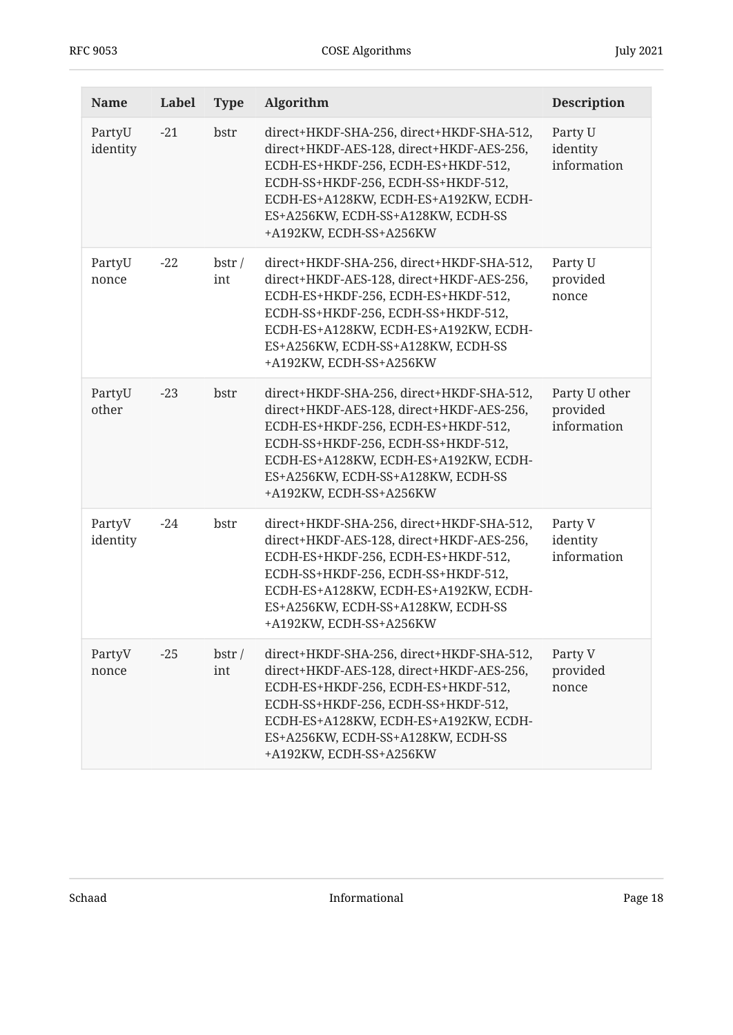| Name | Label | Type | Algorithm | Description |
|---|---|---|---|---|
| PartyU identity | -21 | bstr | direct+HKDF-SHA-256, direct+HKDF-SHA-512, direct+HKDF-AES-128, direct+HKDF-AES-256, ECDH-ES+HKDF-256, ECDH-ES+HKDF-512, ECDH-SS+HKDF-256, ECDH-SS+HKDF-512, ECDH-ES+A128KW, ECDH-ES+A192KW, ECDH-ES+A256KW, ECDH-SS+A128KW, ECDH-SS+A192KW, ECDH-SS+A256KW | Party U identity information |
| PartyU nonce | -22 | bstr / int | direct+HKDF-SHA-256, direct+HKDF-SHA-512, direct+HKDF-AES-128, direct+HKDF-AES-256, ECDH-ES+HKDF-256, ECDH-ES+HKDF-512, ECDH-SS+HKDF-256, ECDH-SS+HKDF-512, ECDH-ES+A128KW, ECDH-ES+A192KW, ECDH-ES+A256KW, ECDH-SS+A128KW, ECDH-SS+A192KW, ECDH-SS+A256KW | Party U provided nonce |
| PartyU other | -23 | bstr | direct+HKDF-SHA-256, direct+HKDF-SHA-512, direct+HKDF-AES-128, direct+HKDF-AES-256, ECDH-ES+HKDF-256, ECDH-ES+HKDF-512, ECDH-SS+HKDF-256, ECDH-SS+HKDF-512, ECDH-ES+A128KW, ECDH-ES+A192KW, ECDH-ES+A256KW, ECDH-SS+A128KW, ECDH-SS+A192KW, ECDH-SS+A256KW | Party U other provided information |
| PartyV identity | -24 | bstr | direct+HKDF-SHA-256, direct+HKDF-SHA-512, direct+HKDF-AES-128, direct+HKDF-AES-256, ECDH-ES+HKDF-256, ECDH-ES+HKDF-512, ECDH-SS+HKDF-256, ECDH-SS+HKDF-512, ECDH-ES+A128KW, ECDH-ES+A192KW, ECDH-ES+A256KW, ECDH-SS+A128KW, ECDH-SS+A192KW, ECDH-SS+A256KW | Party V identity information |
| PartyV nonce | -25 | bstr / int | direct+HKDF-SHA-256, direct+HKDF-SHA-512, direct+HKDF-AES-128, direct+HKDF-AES-256, ECDH-ES+HKDF-256, ECDH-ES+HKDF-512, ECDH-SS+HKDF-256, ECDH-SS+HKDF-512, ECDH-ES+A128KW, ECDH-ES+A192KW, ECDH-ES+A256KW, ECDH-SS+A128KW, ECDH-SS+A192KW, ECDH-SS+A256KW | Party V provided nonce |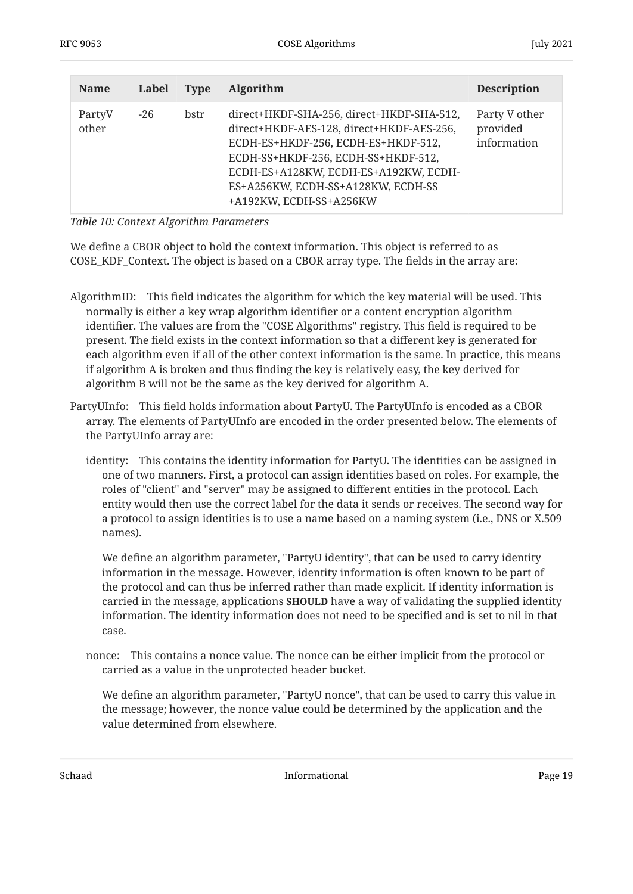| Name | Label | Type | Algorithm | Description |
|---|---|---|---|---|
| PartyV other | -26 | bstr | direct+HKDF-SHA-256, direct+HKDF-SHA-512, direct+HKDF-AES-128, direct+HKDF-AES-256, ECDH-ES+HKDF-256, ECDH-ES+HKDF-512, ECDH-SS+HKDF-256, ECDH-SS+HKDF-512, ECDH-ES+A128KW, ECDH-ES+A192KW, ECDH-ES+A256KW, ECDH-SS+A128KW, ECDH-SS +A192KW, ECDH-SS+A256KW | Party V other provided information |

*Table 10: Context Algorithm Parameters*

We define a CBOR object to hold the context information. This object is referred to as COSE_KDF_Context. The object is based on a CBOR array type. The fields in the array are:

AlgorithmID: This field indicates the algorithm for which the key material will be used. This normally is either a key wrap algorithm identifier or a content encryption algorithm identifier. The values are from the "COSE Algorithms" registry. This field is required to be present. The field exists in the context information so that a different key is generated for each algorithm even if all of the other context information is the same. In practice, this means if algorithm A is broken and thus finding the key is relatively easy, the key derived for algorithm B will not be the same as the key derived for algorithm A.

PartyUInfo: This field holds information about PartyU. The PartyUInfo is encoded as a CBOR array. The elements of PartyUInfo are encoded in the order presented below. The elements of the PartyUInfo array are:

identity: This contains the identity information for PartyU. The identities can be assigned in one of two manners. First, a protocol can assign identities based on roles. For example, the roles of "client" and "server" may be assigned to different entities in the protocol. Each entity would then use the correct label for the data it sends or receives. The second way for a protocol to assign identities is to use a name based on a naming system (i.e., DNS or X.509 names).

We define an algorithm parameter, "PartyU identity", that can be used to carry identity information in the message. However, identity information is often known to be part of the protocol and can thus be inferred rather than made explicit. If identity information is carried in the message, applications **SHOULD** have a way of validating the supplied identity information. The identity information does not need to be specified and is set to nil in that case.

nonce: This contains a nonce value. The nonce can be either implicit from the protocol or carried as a value in the unprotected header bucket.

We define an algorithm parameter, "PartyU nonce", that can be used to carry this value in the message; however, the nonce value could be determined by the application and the value determined from elsewhere.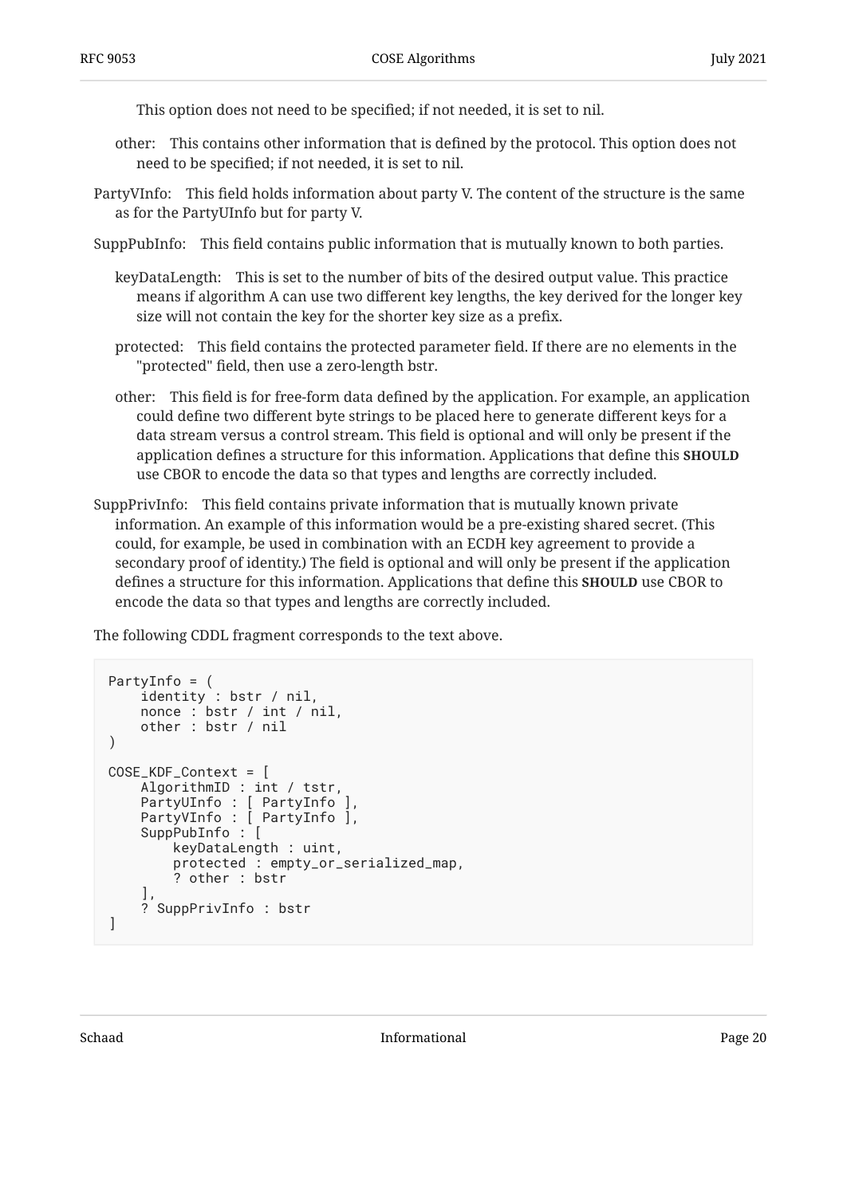This option does not need to be specified; if not needed, it is set to nil.

other: This contains other information that is defined by the protocol. This option does not need to be specified; if not needed, it is set to nil.

PartyVInfo: This field holds information about party V. The content of the structure is the same as for the PartyUInfo but for party V.

SuppPubInfo: This field contains public information that is mutually known to both parties.

keyDataLength: This is set to the number of bits of the desired output value. This practice means if algorithm A can use two different key lengths, the key derived for the longer key size will not contain the key for the shorter key size as a prefix.

protected: This field contains the protected parameter field. If there are no elements in the "protected" field, then use a zero-length bstr.

other: This field is for free-form data defined by the application. For example, an application could define two different byte strings to be placed here to generate different keys for a data stream versus a control stream. This field is optional and will only be present if the application defines a structure for this information. Applications that define this **SHOULD** use CBOR to encode the data so that types and lengths are correctly included.

SuppPrivInfo: This field contains private information that is mutually known private information. An example of this information would be a pre-existing shared secret. (This could, for example, be used in combination with an ECDH key agreement to provide a secondary proof of identity.) The field is optional and will only be present if the application defines a structure for this information. Applications that define this **SHOULD** use CBOR to encode the data so that types and lengths are correctly included.

The following CDDL fragment corresponds to the text above.

```
PartyInfo = (
    identity : bstr / nil,
    nonce : bstr / int / nil,
    other : bstr / nil
)

COSE_KDF_Context = [
    AlgorithmID : int / tstr,
    PartyUInfo : [ PartyInfo ],
    PartyVInfo : [ PartyInfo ],
    SuppPubInfo : [
        keyDataLength : uint,
        protected : empty_or_serialized_map,
        ? other : bstr
    ],
    ? SuppPrivInfo : bstr
]
```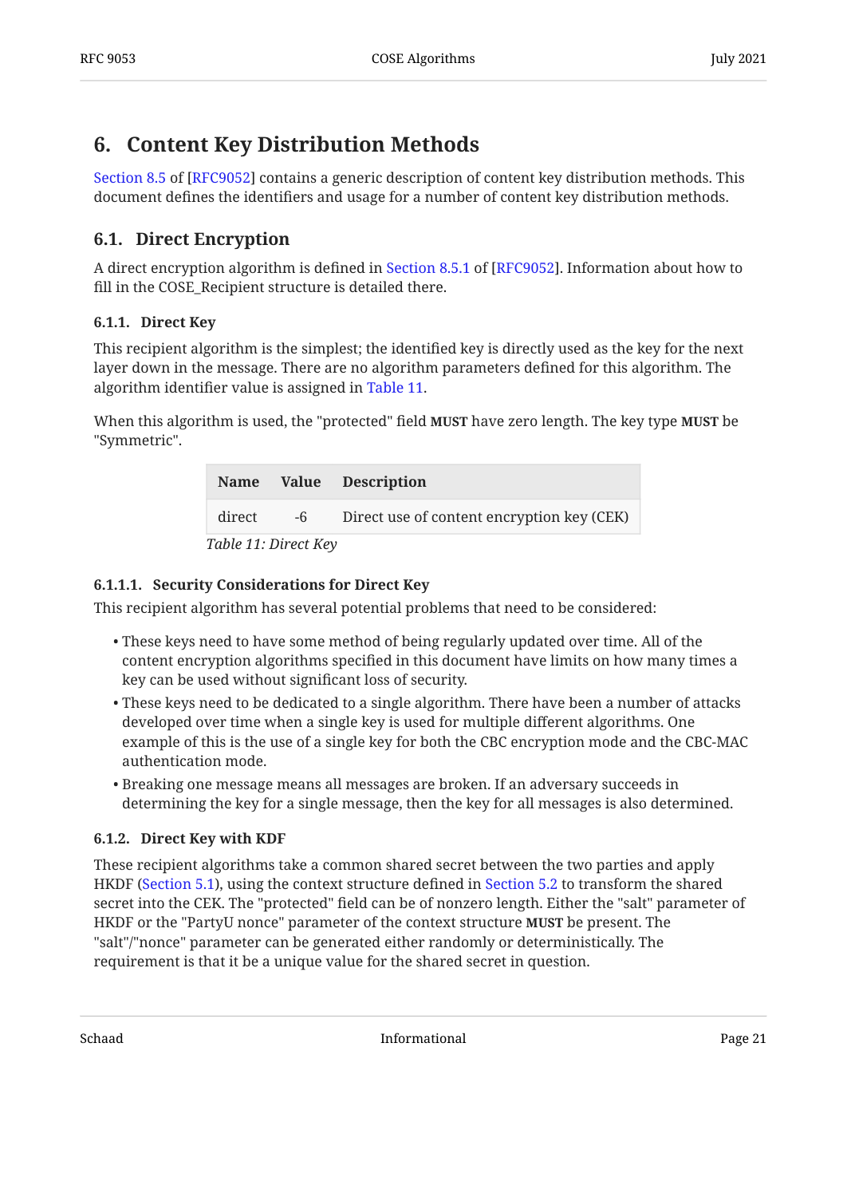# 6. Content Key Distribution Methods

Section 8.5 of [RFC9052] contains a generic description of content key distribution methods. This document defines the identifiers and usage for a number of content key distribution methods.

## 6.1. Direct Encryption

A direct encryption algorithm is defined in Section 8.5.1 of [RFC9052]. Information about how to fill in the COSE_Recipient structure is detailed there.

### 6.1.1. Direct Key

This recipient algorithm is the simplest; the identified key is directly used as the key for the next layer down in the message. There are no algorithm parameters defined for this algorithm. The algorithm identifier value is assigned in Table 11.

When this algorithm is used, the "protected" field **MUST** have zero length. The key type **MUST** be "Symmetric".

| Name | Value | Description |
|---|---|---|
| direct | -6 | Direct use of content encryption key (CEK) |

*Table 11: Direct Key*

#### 6.1.1.1. Security Considerations for Direct Key

This recipient algorithm has several potential problems that need to be considered:

- These keys need to have some method of being regularly updated over time. All of the content encryption algorithms specified in this document have limits on how many times a key can be used without significant loss of security.
- These keys need to be dedicated to a single algorithm. There have been a number of attacks developed over time when a single key is used for multiple different algorithms. One example of this is the use of a single key for both the CBC encryption mode and the CBC-MAC authentication mode.
- Breaking one message means all messages are broken. If an adversary succeeds in determining the key for a single message, then the key for all messages is also determined.

### 6.1.2. Direct Key with KDF

These recipient algorithms take a common shared secret between the two parties and apply HKDF (Section 5.1), using the context structure defined in Section 5.2 to transform the shared secret into the CEK. The "protected" field can be of nonzero length. Either the "salt" parameter of HKDF or the "PartyU nonce" parameter of the context structure **MUST** be present. The "salt"/"nonce" parameter can be generated either randomly or deterministically. The requirement is that it be a unique value for the shared secret in question.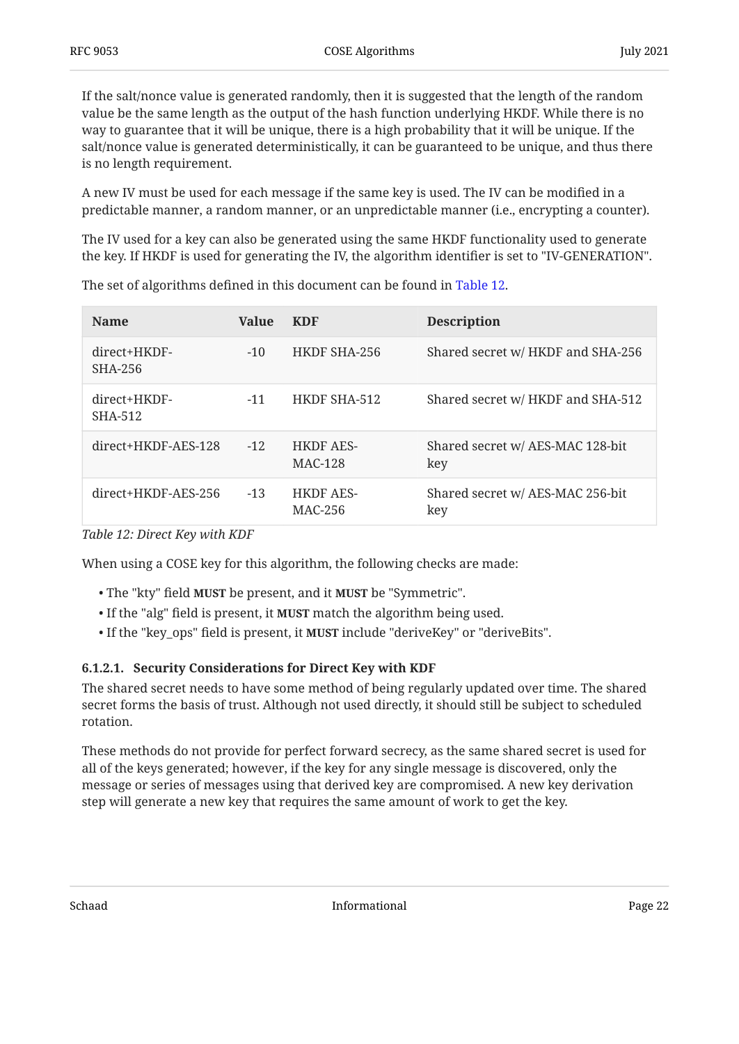If the salt/nonce value is generated randomly, then it is suggested that the length of the random value be the same length as the output of the hash function underlying HKDF. While there is no way to guarantee that it will be unique, there is a high probability that it will be unique. If the salt/nonce value is generated deterministically, it can be guaranteed to be unique, and thus there is no length requirement.

A new IV must be used for each message if the same key is used. The IV can be modified in a predictable manner, a random manner, or an unpredictable manner (i.e., encrypting a counter).

The IV used for a key can also be generated using the same HKDF functionality used to generate the key. If HKDF is used for generating the IV, the algorithm identifier is set to "IV-GENERATION".

The set of algorithms defined in this document can be found in Table 12.

| Name | Value | KDF | Description |
|---|---|---|---|
| direct+HKDF-SHA-256 | -10 | HKDF SHA-256 | Shared secret w/ HKDF and SHA-256 |
| direct+HKDF-SHA-512 | -11 | HKDF SHA-512 | Shared secret w/ HKDF and SHA-512 |
| direct+HKDF-AES-128 | -12 | HKDF AES-MAC-128 | Shared secret w/ AES-MAC 128-bit key |
| direct+HKDF-AES-256 | -13 | HKDF AES-MAC-256 | Shared secret w/ AES-MAC 256-bit key |

*Table 12: Direct Key with KDF*

When using a COSE key for this algorithm, the following checks are made:

- The "kty" field **MUST** be present, and it **MUST** be "Symmetric".
- If the "alg" field is present, it **MUST** match the algorithm being used.
- If the "key_ops" field is present, it **MUST** include "deriveKey" or "deriveBits".

#### 6.1.2.1. Security Considerations for Direct Key with KDF

The shared secret needs to have some method of being regularly updated over time. The shared secret forms the basis of trust. Although not used directly, it should still be subject to scheduled rotation.

These methods do not provide for perfect forward secrecy, as the same shared secret is used for all of the keys generated; however, if the key for any single message is discovered, only the message or series of messages using that derived key are compromised. A new key derivation step will generate a new key that requires the same amount of work to get the key.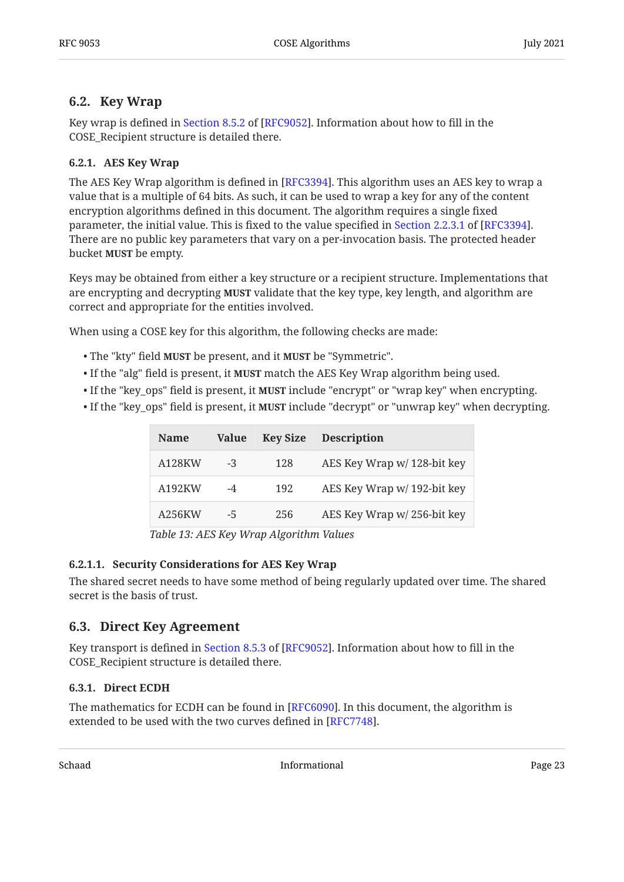## 6.2. Key Wrap

Key wrap is defined in Section 8.5.2 of [RFC9052]. Information about how to fill in the COSE_Recipient structure is detailed there.

### 6.2.1. AES Key Wrap

The AES Key Wrap algorithm is defined in [RFC3394]. This algorithm uses an AES key to wrap a value that is a multiple of 64 bits. As such, it can be used to wrap a key for any of the content encryption algorithms defined in this document. The algorithm requires a single fixed parameter, the initial value. This is fixed to the value specified in Section 2.2.3.1 of [RFC3394]. There are no public key parameters that vary on a per-invocation basis. The protected header bucket **MUST** be empty.

Keys may be obtained from either a key structure or a recipient structure. Implementations that are encrypting and decrypting **MUST** validate that the key type, key length, and algorithm are correct and appropriate for the entities involved.

When using a COSE key for this algorithm, the following checks are made:

- The "kty" field **MUST** be present, and it **MUST** be "Symmetric".
- If the "alg" field is present, it **MUST** match the AES Key Wrap algorithm being used.
- If the "key_ops" field is present, it **MUST** include "encrypt" or "wrap key" when encrypting.
- If the "key_ops" field is present, it **MUST** include "decrypt" or "unwrap key" when decrypting.

| Name | Value | Key Size | Description |
|---|---|---|---|
| A128KW | -3 | 128 | AES Key Wrap w/ 128-bit key |
| A192KW | -4 | 192 | AES Key Wrap w/ 192-bit key |
| A256KW | -5 | 256 | AES Key Wrap w/ 256-bit key |

*Table 13: AES Key Wrap Algorithm Values*

#### 6.2.1.1. Security Considerations for AES Key Wrap

The shared secret needs to have some method of being regularly updated over time. The shared secret is the basis of trust.

## 6.3. Direct Key Agreement

Key transport is defined in Section 8.5.3 of [RFC9052]. Information about how to fill in the COSE_Recipient structure is detailed there.

### 6.3.1. Direct ECDH

The mathematics for ECDH can be found in [RFC6090]. In this document, the algorithm is extended to be used with the two curves defined in [RFC7748].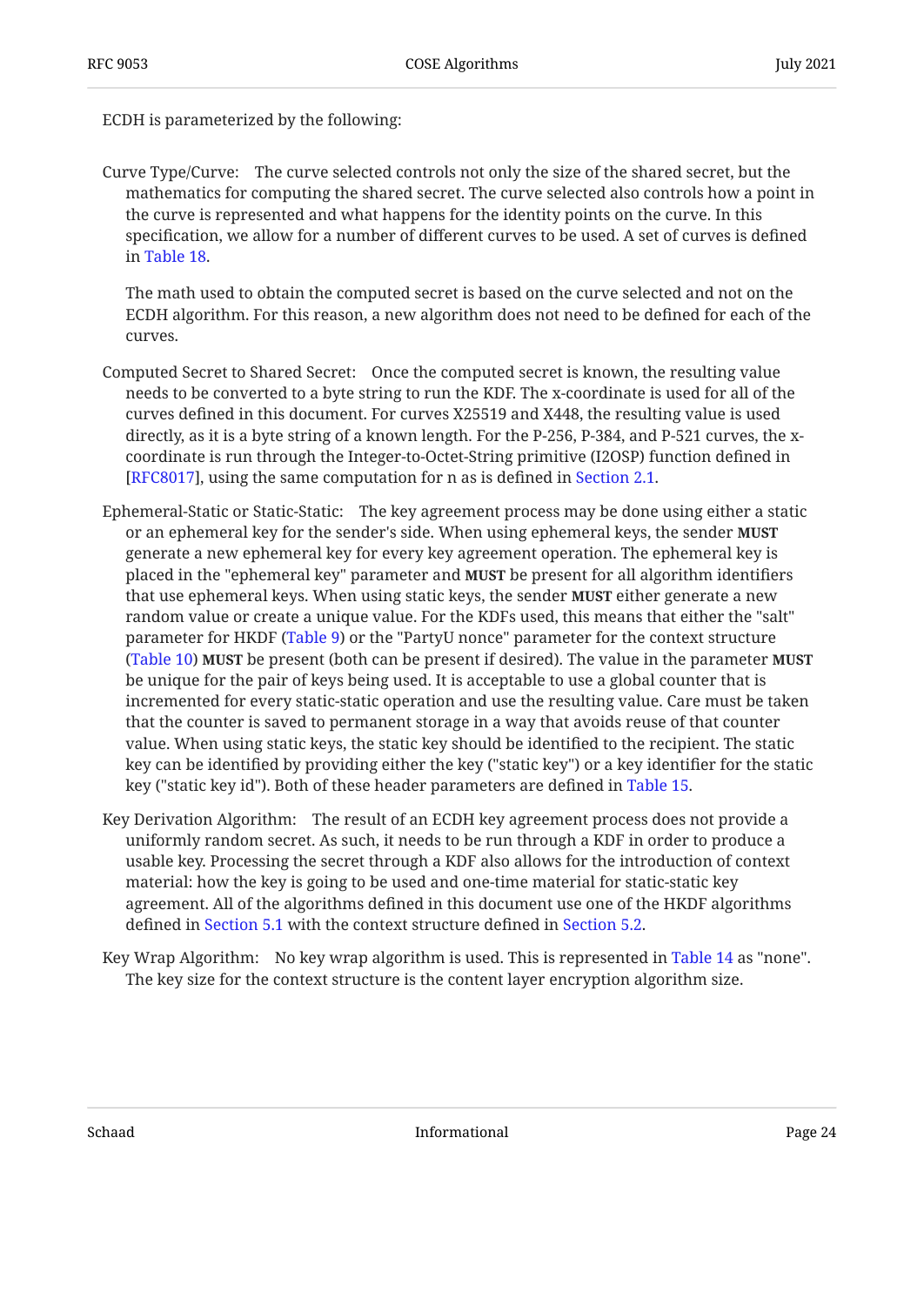ECDH is parameterized by the following:

Curve Type/Curve: The curve selected controls not only the size of the shared secret, but the mathematics for computing the shared secret. The curve selected also controls how a point in the curve is represented and what happens for the identity points on the curve. In this specification, we allow for a number of different curves to be used. A set of curves is defined in Table 18.

The math used to obtain the computed secret is based on the curve selected and not on the ECDH algorithm. For this reason, a new algorithm does not need to be defined for each of the curves.

Computed Secret to Shared Secret: Once the computed secret is known, the resulting value needs to be converted to a byte string to run the KDF. The x-coordinate is used for all of the curves defined in this document. For curves X25519 and X448, the resulting value is used directly, as it is a byte string of a known length. For the P-256, P-384, and P-521 curves, the x-coordinate is run through the Integer-to-Octet-String primitive (I2OSP) function defined in [RFC8017], using the same computation for n as is defined in Section 2.1.

Ephemeral-Static or Static-Static: The key agreement process may be done using either a static or an ephemeral key for the sender's side. When using ephemeral keys, the sender **MUST** generate a new ephemeral key for every key agreement operation. The ephemeral key is placed in the "ephemeral key" parameter and **MUST** be present for all algorithm identifiers that use ephemeral keys. When using static keys, the sender **MUST** either generate a new random value or create a unique value. For the KDFs used, this means that either the "salt" parameter for HKDF (Table 9) or the "PartyU nonce" parameter for the context structure (Table 10) **MUST** be present (both can be present if desired). The value in the parameter **MUST** be unique for the pair of keys being used. It is acceptable to use a global counter that is incremented for every static-static operation and use the resulting value. Care must be taken that the counter is saved to permanent storage in a way that avoids reuse of that counter value. When using static keys, the static key should be identified to the recipient. The static key can be identified by providing either the key ("static key") or a key identifier for the static key ("static key id"). Both of these header parameters are defined in Table 15.

Key Derivation Algorithm: The result of an ECDH key agreement process does not provide a uniformly random secret. As such, it needs to be run through a KDF in order to produce a usable key. Processing the secret through a KDF also allows for the introduction of context material: how the key is going to be used and one-time material for static-static key agreement. All of the algorithms defined in this document use one of the HKDF algorithms defined in Section 5.1 with the context structure defined in Section 5.2.

Key Wrap Algorithm: No key wrap algorithm is used. This is represented in Table 14 as "none". The key size for the context structure is the content layer encryption algorithm size.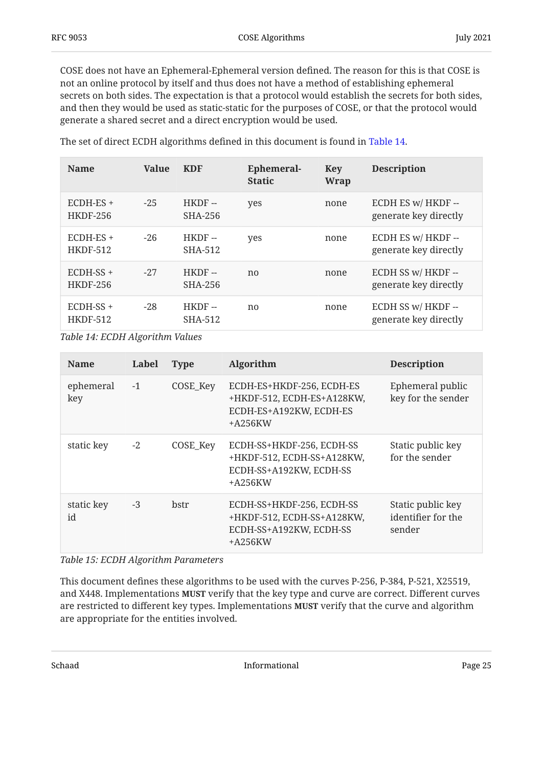COSE does not have an Ephemeral-Ephemeral version defined. The reason for this is that COSE is not an online protocol by itself and thus does not have a method of establishing ephemeral secrets on both sides. The expectation is that a protocol would establish the secrets for both sides, and then they would be used as static-static for the purposes of COSE, or that the protocol would generate a shared secret and a direct encryption would be used.

The set of direct ECDH algorithms defined in this document is found in Table 14.

| Name | Value | KDF | Ephemeral-Static | Key Wrap | Description |
|---|---|---|---|---|---|
| ECDH-ES + HKDF-256 | -25 | HKDF -- SHA-256 | yes | none | ECDH ES w/ HKDF -- generate key directly |
| ECDH-ES + HKDF-512 | -26 | HKDF -- SHA-512 | yes | none | ECDH ES w/ HKDF -- generate key directly |
| ECDH-SS + HKDF-256 | -27 | HKDF -- SHA-256 | no | none | ECDH SS w/ HKDF -- generate key directly |
| ECDH-SS + HKDF-512 | -28 | HKDF -- SHA-512 | no | none | ECDH SS w/ HKDF -- generate key directly |

*Table 14: ECDH Algorithm Values*

| Name | Label | Type | Algorithm | Description |
|---|---|---|---|---|
| ephemeral key | -1 | COSE_Key | ECDH-ES+HKDF-256, ECDH-ES +HKDF-512, ECDH-ES+A128KW, ECDH-ES+A192KW, ECDH-ES +A256KW | Ephemeral public key for the sender |
| static key | -2 | COSE_Key | ECDH-SS+HKDF-256, ECDH-SS +HKDF-512, ECDH-SS+A128KW, ECDH-SS+A192KW, ECDH-SS +A256KW | Static public key for the sender |
| static key id | -3 | bstr | ECDH-SS+HKDF-256, ECDH-SS +HKDF-512, ECDH-SS+A128KW, ECDH-SS+A192KW, ECDH-SS +A256KW | Static public key identifier for the sender |

*Table 15: ECDH Algorithm Parameters*

This document defines these algorithms to be used with the curves P-256, P-384, P-521, X25519, and X448. Implementations **MUST** verify that the key type and curve are correct. Different curves are restricted to different key types. Implementations **MUST** verify that the curve and algorithm are appropriate for the entities involved.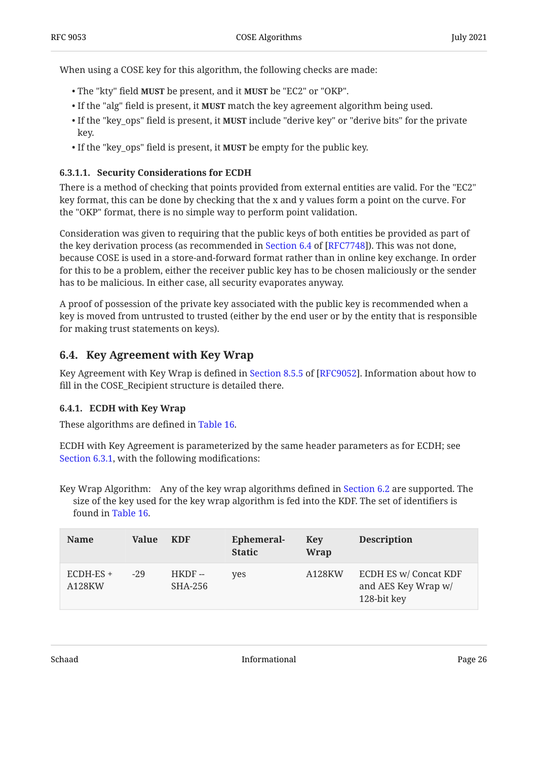When using a COSE key for this algorithm, the following checks are made:

- The "kty" field **MUST** be present, and it **MUST** be "EC2" or "OKP".
- If the "alg" field is present, it **MUST** match the key agreement algorithm being used.
- If the "key_ops" field is present, it **MUST** include "derive key" or "derive bits" for the private key.
- If the "key_ops" field is present, it **MUST** be empty for the public key.

#### 6.3.1.1. Security Considerations for ECDH

There is a method of checking that points provided from external entities are valid. For the "EC2" key format, this can be done by checking that the x and y values form a point on the curve. For the "OKP" format, there is no simple way to perform point validation.

Consideration was given to requiring that the public keys of both entities be provided as part of the key derivation process (as recommended in Section 6.4 of [RFC7748]). This was not done, because COSE is used in a store-and-forward format rather than in online key exchange. In order for this to be a problem, either the receiver public key has to be chosen maliciously or the sender has to be malicious. In either case, all security evaporates anyway.

A proof of possession of the private key associated with the public key is recommended when a key is moved from untrusted to trusted (either by the end user or by the entity that is responsible for making trust statements on keys).

## 6.4. Key Agreement with Key Wrap

Key Agreement with Key Wrap is defined in Section 8.5.5 of [RFC9052]. Information about how to fill in the COSE_Recipient structure is detailed there.

### 6.4.1. ECDH with Key Wrap

These algorithms are defined in Table 16.

ECDH with Key Agreement is parameterized by the same header parameters as for ECDH; see Section 6.3.1, with the following modifications:

Key Wrap Algorithm: Any of the key wrap algorithms defined in Section 6.2 are supported. The size of the key used for the key wrap algorithm is fed into the KDF. The set of identifiers is found in Table 16.

| Name | Value | KDF | Ephemeral-Static | Key Wrap | Description |
|---|---|---|---|---|---|
| ECDH-ES + A128KW | -29 | HKDF -- SHA-256 | yes | A128KW | ECDH ES w/ Concat KDF and AES Key Wrap w/ 128-bit key |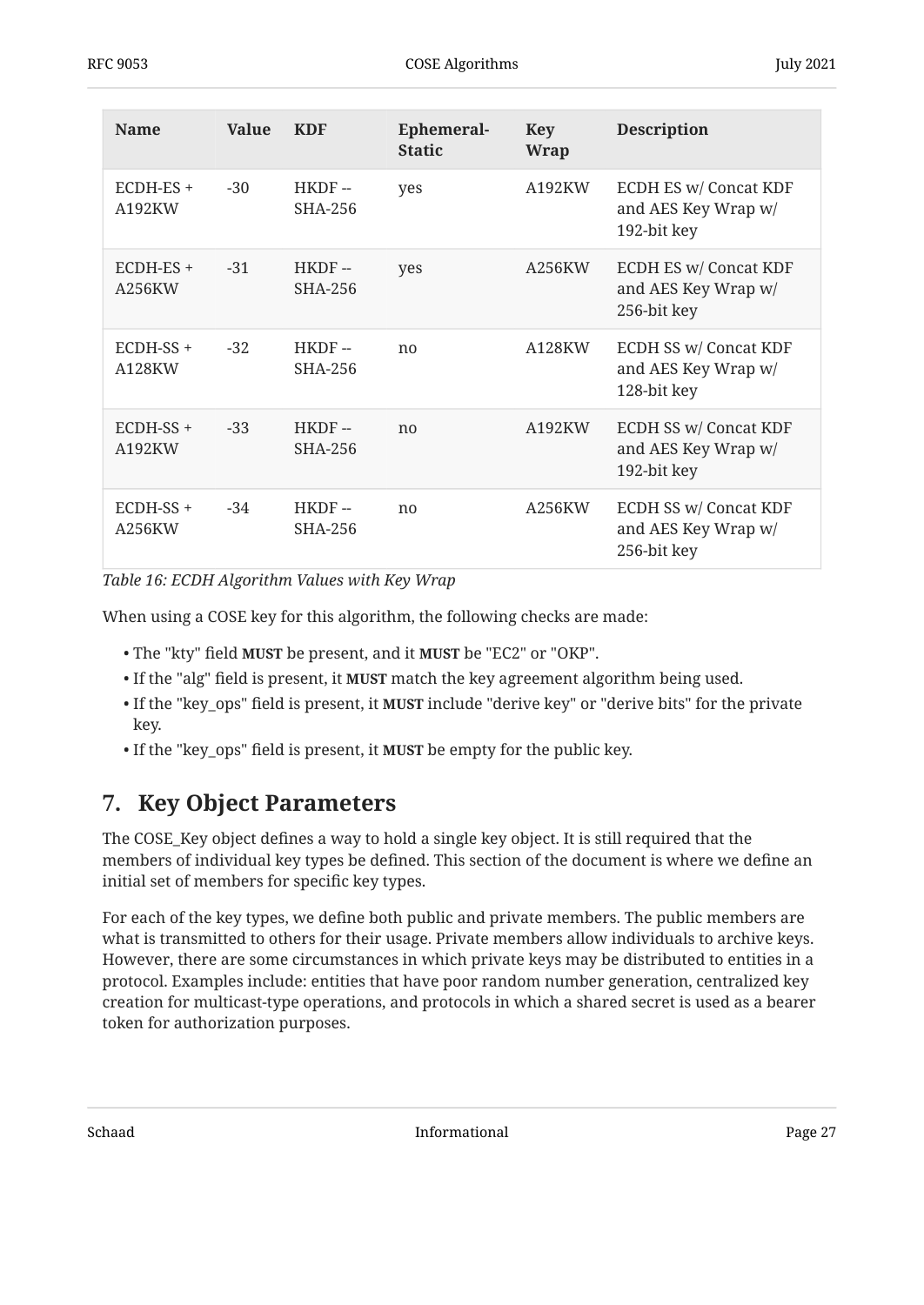| Name | Value | KDF | Ephemeral-Static | Key Wrap | Description |
| --- | --- | --- | --- | --- | --- |
| ECDH-ES + A192KW | -30 | HKDF -- SHA-256 | yes | A192KW | ECDH ES w/ Concat KDF and AES Key Wrap w/ 192-bit key |
| ECDH-ES + A256KW | -31 | HKDF -- SHA-256 | yes | A256KW | ECDH ES w/ Concat KDF and AES Key Wrap w/ 256-bit key |
| ECDH-SS + A128KW | -32 | HKDF -- SHA-256 | no | A128KW | ECDH SS w/ Concat KDF and AES Key Wrap w/ 128-bit key |
| ECDH-SS + A192KW | -33 | HKDF -- SHA-256 | no | A192KW | ECDH SS w/ Concat KDF and AES Key Wrap w/ 192-bit key |
| ECDH-SS + A256KW | -34 | HKDF -- SHA-256 | no | A256KW | ECDH SS w/ Concat KDF and AES Key Wrap w/ 256-bit key |

*Table 16: ECDH Algorithm Values with Key Wrap*

When using a COSE key for this algorithm, the following checks are made:

- The "kty" field **MUST** be present, and it **MUST** be "EC2" or "OKP".
- If the "alg" field is present, it **MUST** match the key agreement algorithm being used.
- If the "key_ops" field is present, it **MUST** include "derive key" or "derive bits" for the private key.
- If the "key_ops" field is present, it **MUST** be empty for the public key.

## 7. Key Object Parameters

The COSE_Key object defines a way to hold a single key object. It is still required that the members of individual key types be defined. This section of the document is where we define an initial set of members for specific key types.

For each of the key types, we define both public and private members. The public members are what is transmitted to others for their usage. Private members allow individuals to archive keys. However, there are some circumstances in which private keys may be distributed to entities in a protocol. Examples include: entities that have poor random number generation, centralized key creation for multicast-type operations, and protocols in which a shared secret is used as a bearer token for authorization purposes.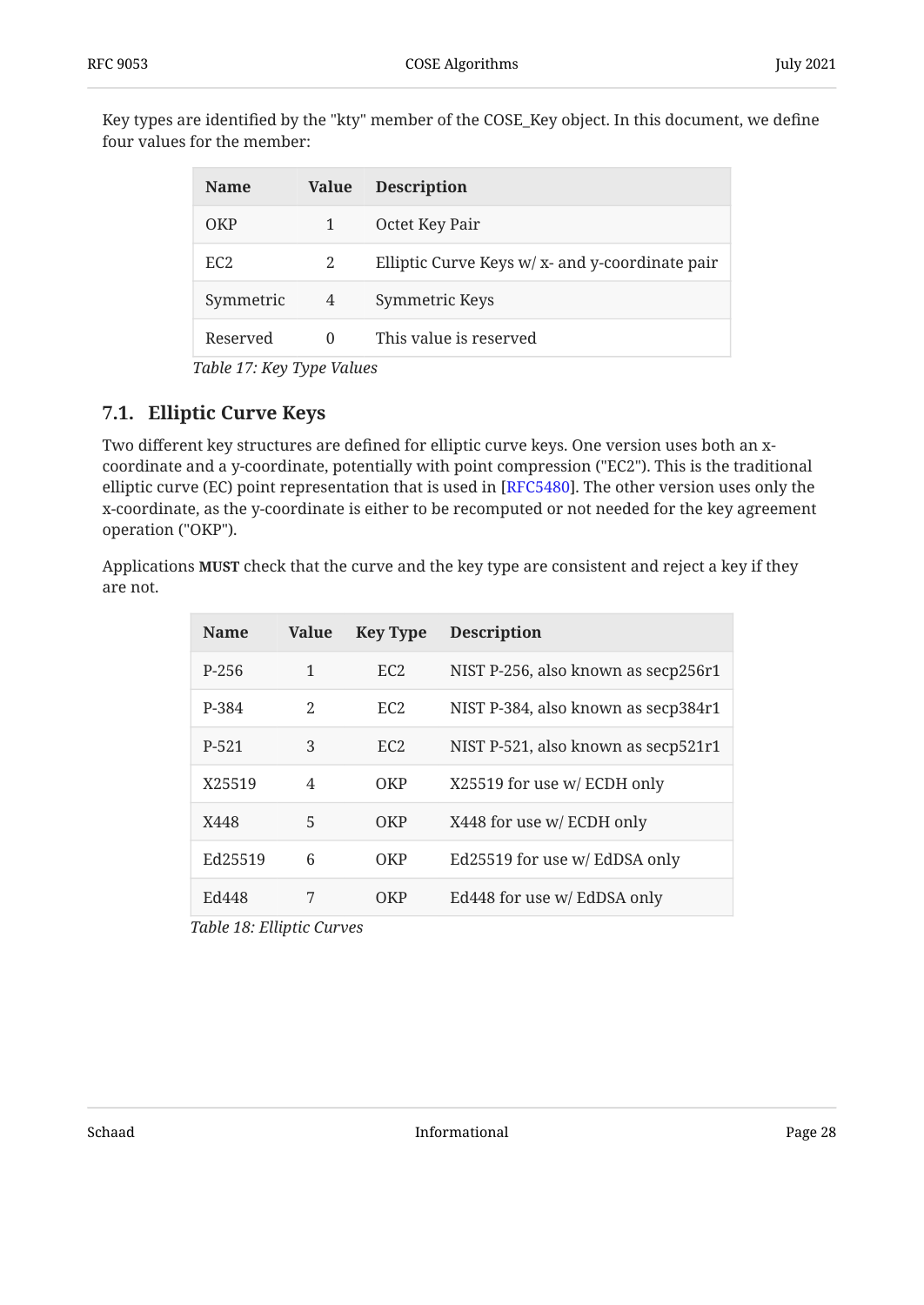Key types are identified by the "kty" member of the COSE_Key object. In this document, we define four values for the member:

| Name | Value | Description |
|---|---|---|
| OKP | 1 | Octet Key Pair |
| EC2 | 2 | Elliptic Curve Keys w/ x- and y-coordinate pair |
| Symmetric | 4 | Symmetric Keys |
| Reserved | 0 | This value is reserved |

*Table 17: Key Type Values*

## 7.1. Elliptic Curve Keys

Two different key structures are defined for elliptic curve keys. One version uses both an x-coordinate and a y-coordinate, potentially with point compression ("EC2"). This is the traditional elliptic curve (EC) point representation that is used in [RFC5480]. The other version uses only the x-coordinate, as the y-coordinate is either to be recomputed or not needed for the key agreement operation ("OKP").

Applications **MUST** check that the curve and the key type are consistent and reject a key if they are not.

| Name | Value | Key Type | Description |
|---|---|---|---|
| P-256 | 1 | EC2 | NIST P-256, also known as secp256r1 |
| P-384 | 2 | EC2 | NIST P-384, also known as secp384r1 |
| P-521 | 3 | EC2 | NIST P-521, also known as secp521r1 |
| X25519 | 4 | OKP | X25519 for use w/ ECDH only |
| X448 | 5 | OKP | X448 for use w/ ECDH only |
| Ed25519 | 6 | OKP | Ed25519 for use w/ EdDSA only |
| Ed448 | 7 | OKP | Ed448 for use w/ EdDSA only |

*Table 18: Elliptic Curves*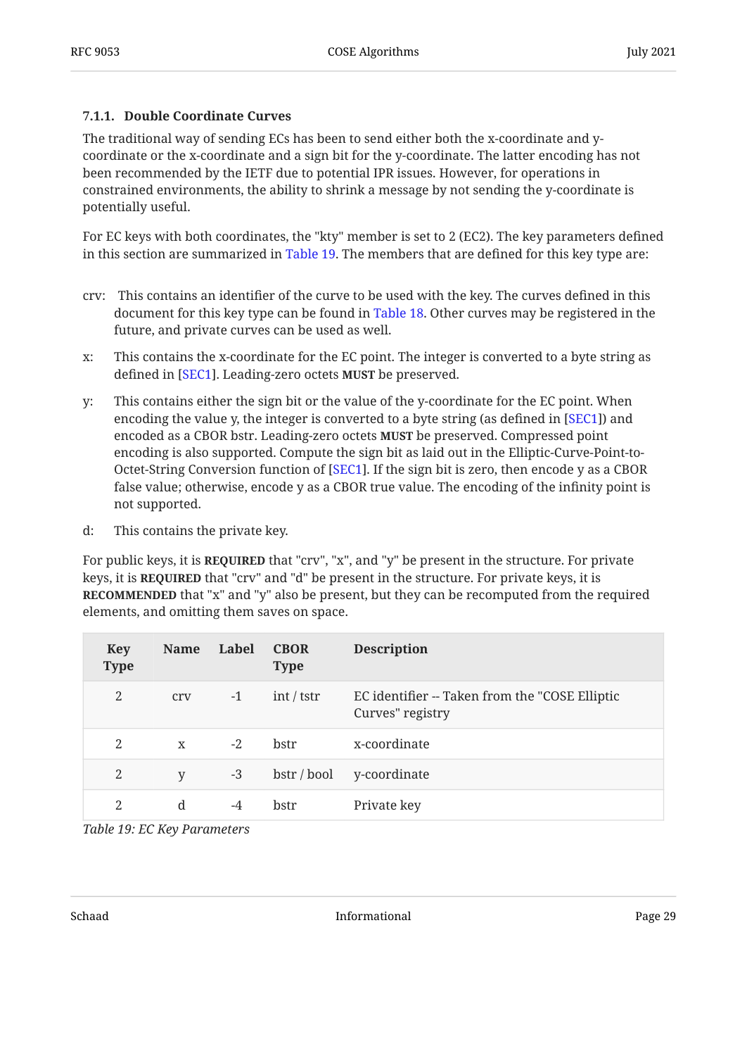#### 7.1.1. Double Coordinate Curves

The traditional way of sending ECs has been to send either both the x-coordinate and y-coordinate or the x-coordinate and a sign bit for the y-coordinate. The latter encoding has not been recommended by the IETF due to potential IPR issues. However, for operations in constrained environments, the ability to shrink a message by not sending the y-coordinate is potentially useful.

For EC keys with both coordinates, the "kty" member is set to 2 (EC2). The key parameters defined in this section are summarized in Table 19. The members that are defined for this key type are:

crv: This contains an identifier of the curve to be used with the key. The curves defined in this document for this key type can be found in Table 18. Other curves may be registered in the future, and private curves can be used as well.

x: This contains the x-coordinate for the EC point. The integer is converted to a byte string as defined in [SEC1]. Leading-zero octets **MUST** be preserved.

y: This contains either the sign bit or the value of the y-coordinate for the EC point. When encoding the value y, the integer is converted to a byte string (as defined in [SEC1]) and encoded as a CBOR bstr. Leading-zero octets **MUST** be preserved. Compressed point encoding is also supported. Compute the sign bit as laid out in the Elliptic-Curve-Point-to-Octet-String Conversion function of [SEC1]. If the sign bit is zero, then encode y as a CBOR false value; otherwise, encode y as a CBOR true value. The encoding of the infinity point is not supported.

d: This contains the private key.

For public keys, it is **REQUIRED** that "crv", "x", and "y" be present in the structure. For private keys, it is **REQUIRED** that "crv" and "d" be present in the structure. For private keys, it is **RECOMMENDED** that "x" and "y" also be present, but they can be recomputed from the required elements, and omitting them saves on space.

| Key Type | Name | Label | CBOR Type | Description |
|---|---|---|---|---|
| 2 | crv | -1 | int / tstr | EC identifier -- Taken from the "COSE Elliptic Curves" registry |
| 2 | x | -2 | bstr | x-coordinate |
| 2 | y | -3 | bstr / bool | y-coordinate |
| 2 | d | -4 | bstr | Private key |

*Table 19: EC Key Parameters*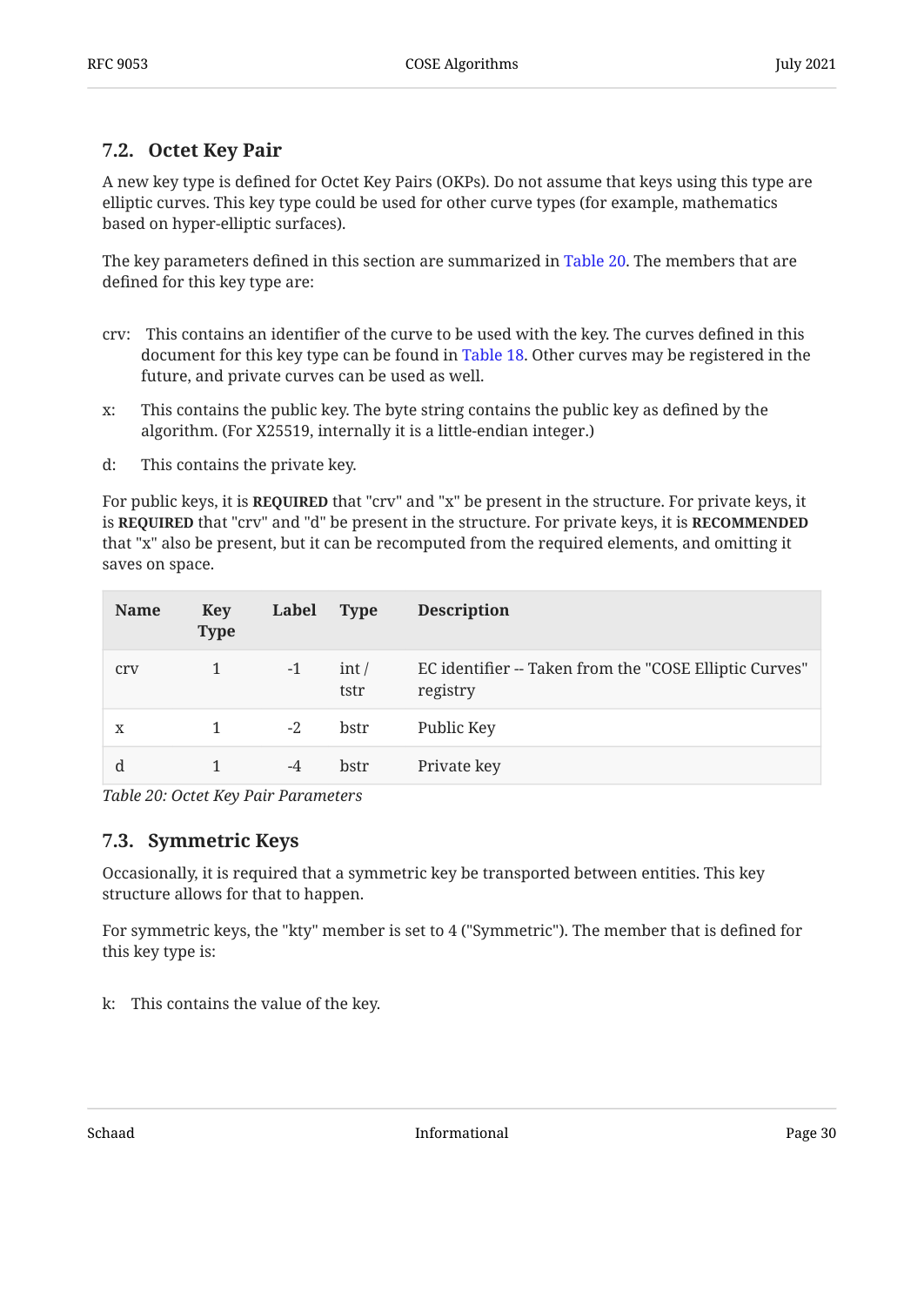### 7.2. Octet Key Pair

A new key type is defined for Octet Key Pairs (OKPs). Do not assume that keys using this type are elliptic curves. This key type could be used for other curve types (for example, mathematics based on hyper-elliptic surfaces).

The key parameters defined in this section are summarized in Table 20. The members that are defined for this key type are:

crv: This contains an identifier of the curve to be used with the key. The curves defined in this document for this key type can be found in Table 18. Other curves may be registered in the future, and private curves can be used as well.

x: This contains the public key. The byte string contains the public key as defined by the algorithm. (For X25519, internally it is a little-endian integer.)

d: This contains the private key.

For public keys, it is **REQUIRED** that "crv" and "x" be present in the structure. For private keys, it is **REQUIRED** that "crv" and "d" be present in the structure. For private keys, it is **RECOMMENDED** that "x" also be present, but it can be recomputed from the required elements, and omitting it saves on space.

| Name | Key Type | Label | Type | Description |
|---|---|---|---|---|
| crv | 1 | -1 | int / tstr | EC identifier -- Taken from the "COSE Elliptic Curves" registry |
| x | 1 | -2 | bstr | Public Key |
| d | 1 | -4 | bstr | Private key |

*Table 20: Octet Key Pair Parameters*

### 7.3. Symmetric Keys

Occasionally, it is required that a symmetric key be transported between entities. This key structure allows for that to happen.

For symmetric keys, the "kty" member is set to 4 ("Symmetric"). The member that is defined for this key type is:

k: This contains the value of the key.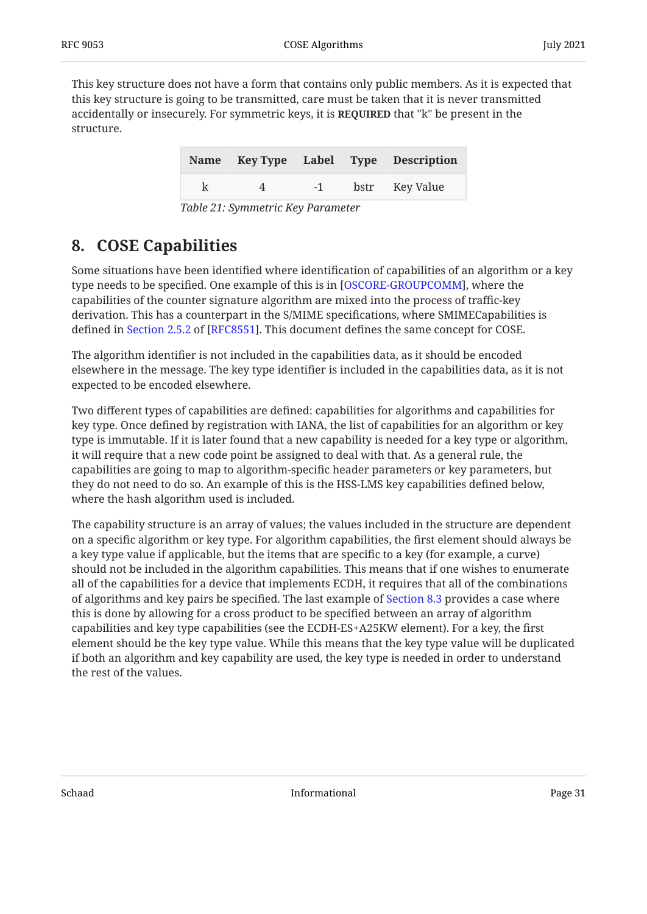This key structure does not have a form that contains only public members. As it is expected that this key structure is going to be transmitted, care must be taken that it is never transmitted accidentally or insecurely. For symmetric keys, it is **REQUIRED** that "k" be present in the structure.

| Name | Key Type | Label | Type | Description |
|---|---|---|---|---|
| k | 4 | -1 | bstr | Key Value |

*Table 21: Symmetric Key Parameter*

## 8. COSE Capabilities

Some situations have been identified where identification of capabilities of an algorithm or a key type needs to be specified. One example of this is in [OSCORE-GROUPCOMM], where the capabilities of the counter signature algorithm are mixed into the process of traffic-key derivation. This has a counterpart in the S/MIME specifications, where SMIMECapabilities is defined in Section 2.5.2 of [RFC8551]. This document defines the same concept for COSE.

The algorithm identifier is not included in the capabilities data, as it should be encoded elsewhere in the message. The key type identifier is included in the capabilities data, as it is not expected to be encoded elsewhere.

Two different types of capabilities are defined: capabilities for algorithms and capabilities for key type. Once defined by registration with IANA, the list of capabilities for an algorithm or key type is immutable. If it is later found that a new capability is needed for a key type or algorithm, it will require that a new code point be assigned to deal with that. As a general rule, the capabilities are going to map to algorithm-specific header parameters or key parameters, but they do not need to do so. An example of this is the HSS-LMS key capabilities defined below, where the hash algorithm used is included.

The capability structure is an array of values; the values included in the structure are dependent on a specific algorithm or key type. For algorithm capabilities, the first element should always be a key type value if applicable, but the items that are specific to a key (for example, a curve) should not be included in the algorithm capabilities. This means that if one wishes to enumerate all of the capabilities for a device that implements ECDH, it requires that all of the combinations of algorithms and key pairs be specified. The last example of Section 8.3 provides a case where this is done by allowing for a cross product to be specified between an array of algorithm capabilities and key type capabilities (see the ECDH-ES+A25KW element). For a key, the first element should be the key type value. While this means that the key type value will be duplicated if both an algorithm and key capability are used, the key type is needed in order to understand the rest of the values.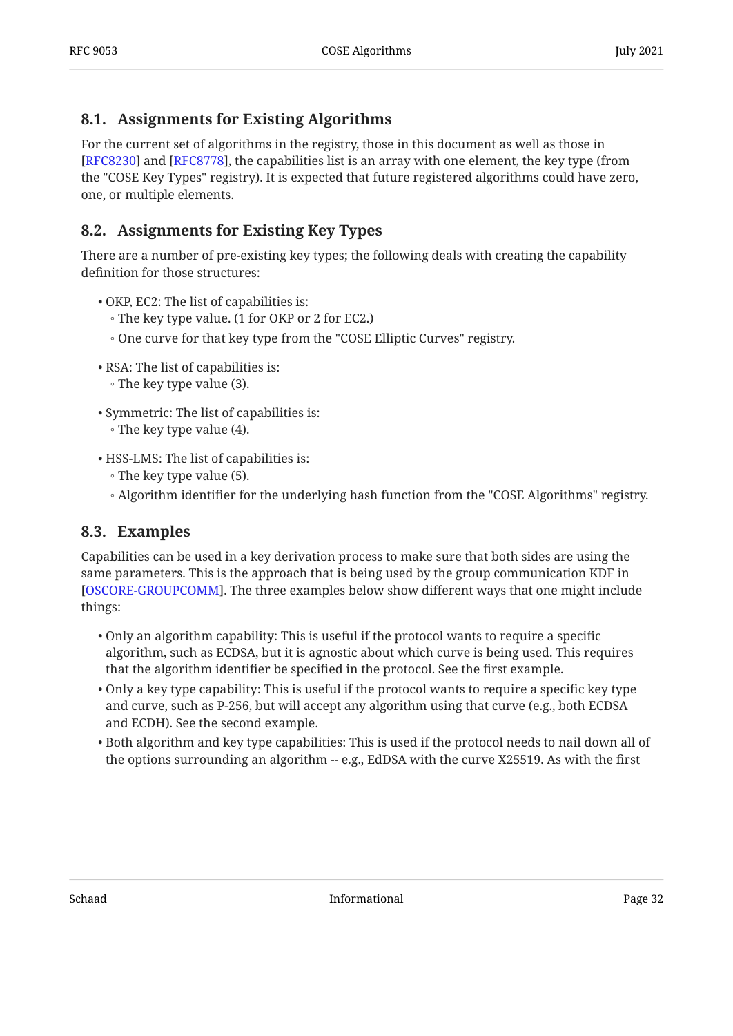### 8.1. Assignments for Existing Algorithms

For the current set of algorithms in the registry, those in this document as well as those in [RFC8230] and [RFC8778], the capabilities list is an array with one element, the key type (from the "COSE Key Types" registry). It is expected that future registered algorithms could have zero, one, or multiple elements.

### 8.2. Assignments for Existing Key Types

There are a number of pre-existing key types; the following deals with creating the capability definition for those structures:

- OKP, EC2: The list of capabilities is:
  - The key type value. (1 for OKP or 2 for EC2.)
  - One curve for that key type from the "COSE Elliptic Curves" registry.
- RSA: The list of capabilities is:
  - The key type value (3).
- Symmetric: The list of capabilities is:
  - The key type value (4).
- HSS-LMS: The list of capabilities is:
  - The key type value (5).
  - Algorithm identifier for the underlying hash function from the "COSE Algorithms" registry.

### 8.3. Examples

Capabilities can be used in a key derivation process to make sure that both sides are using the same parameters. This is the approach that is being used by the group communication KDF in [OSCORE-GROUPCOMM]. The three examples below show different ways that one might include things:

- Only an algorithm capability: This is useful if the protocol wants to require a specific algorithm, such as ECDSA, but it is agnostic about which curve is being used. This requires that the algorithm identifier be specified in the protocol. See the first example.
- Only a key type capability: This is useful if the protocol wants to require a specific key type and curve, such as P-256, but will accept any algorithm using that curve (e.g., both ECDSA and ECDH). See the second example.
- Both algorithm and key type capabilities: This is used if the protocol needs to nail down all of the options surrounding an algorithm -- e.g., EdDSA with the curve X25519. As with the first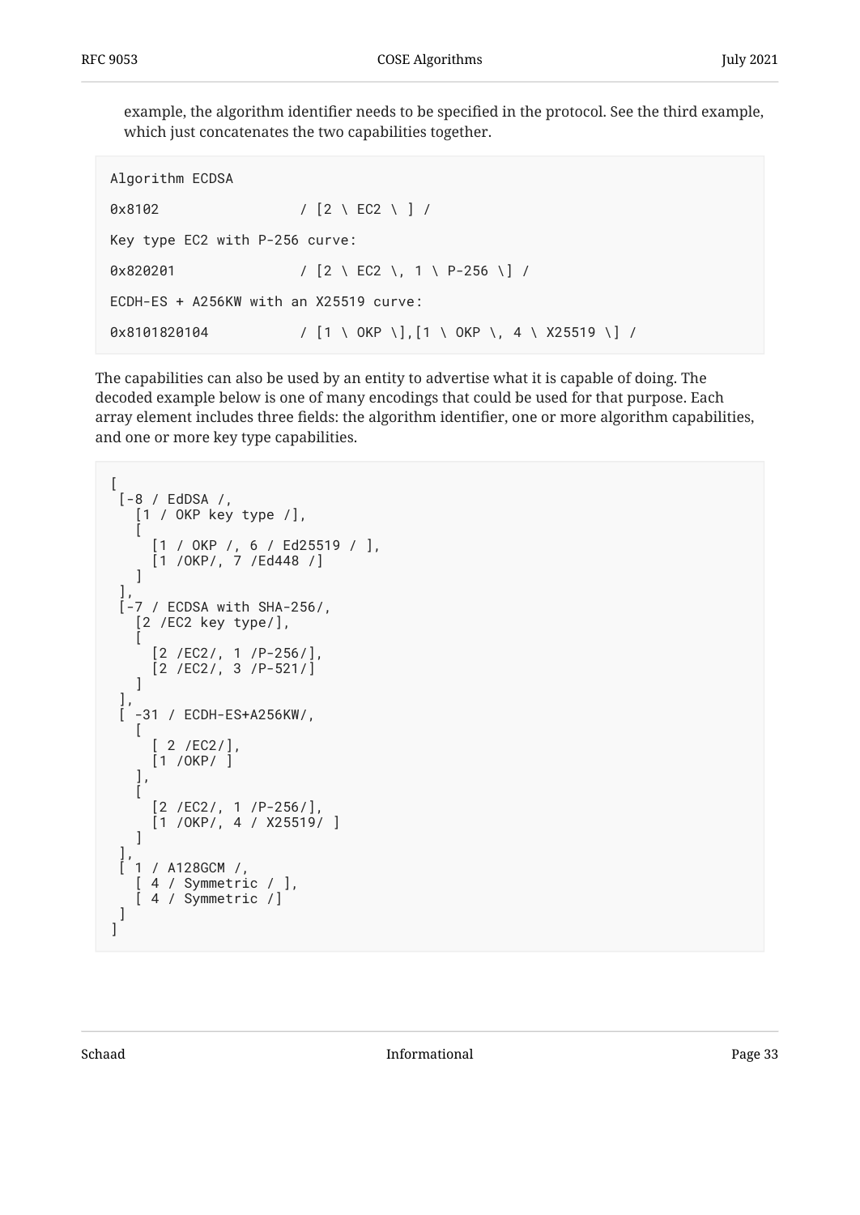example, the algorithm identifier needs to be specified in the protocol. See the third example, which just concatenates the two capabilities together.

```
Algorithm ECDSA

0x8102                / [2 \ EC2 \ ] /

Key type EC2 with P-256 curve:

0x820201              / [2 \ EC2 \, 1 \ P-256 \] /

ECDH-ES + A256KW with an X25519 curve:

0x8101820104          / [1 \ OKP \],[1 \ OKP \, 4 \ X25519 \] /
```

The capabilities can also be used by an entity to advertise what it is capable of doing. The decoded example below is one of many encodings that could be used for that purpose. Each array element includes three fields: the algorithm identifier, one or more algorithm capabilities, and one or more key type capabilities.

```
[
 [-8 / EdDSA /,
   [1 / OKP key type /],
   [
     [1 / OKP /, 6 / Ed25519 / ],
     [1 /OKP/, 7 /Ed448 /]
   ]
 ],
 [-7 / ECDSA with SHA-256/,
   [2 /EC2 key type/],
   [
     [2 /EC2/, 1 /P-256/],
     [2 /EC2/, 3 /P-521/]
   ]
 ],
 [ -31 / ECDH-ES+A256KW/,
   [
     [ 2 /EC2/],
     [1 /OKP/ ]
   ],
   [
     [2 /EC2/, 1 /P-256/],
     [1 /OKP/, 4 / X25519/ ]
   ]
 ],
 [ 1 / A128GCM /,
   [ 4 / Symmetric / ],
   [ 4 / Symmetric /]
 ]
]
```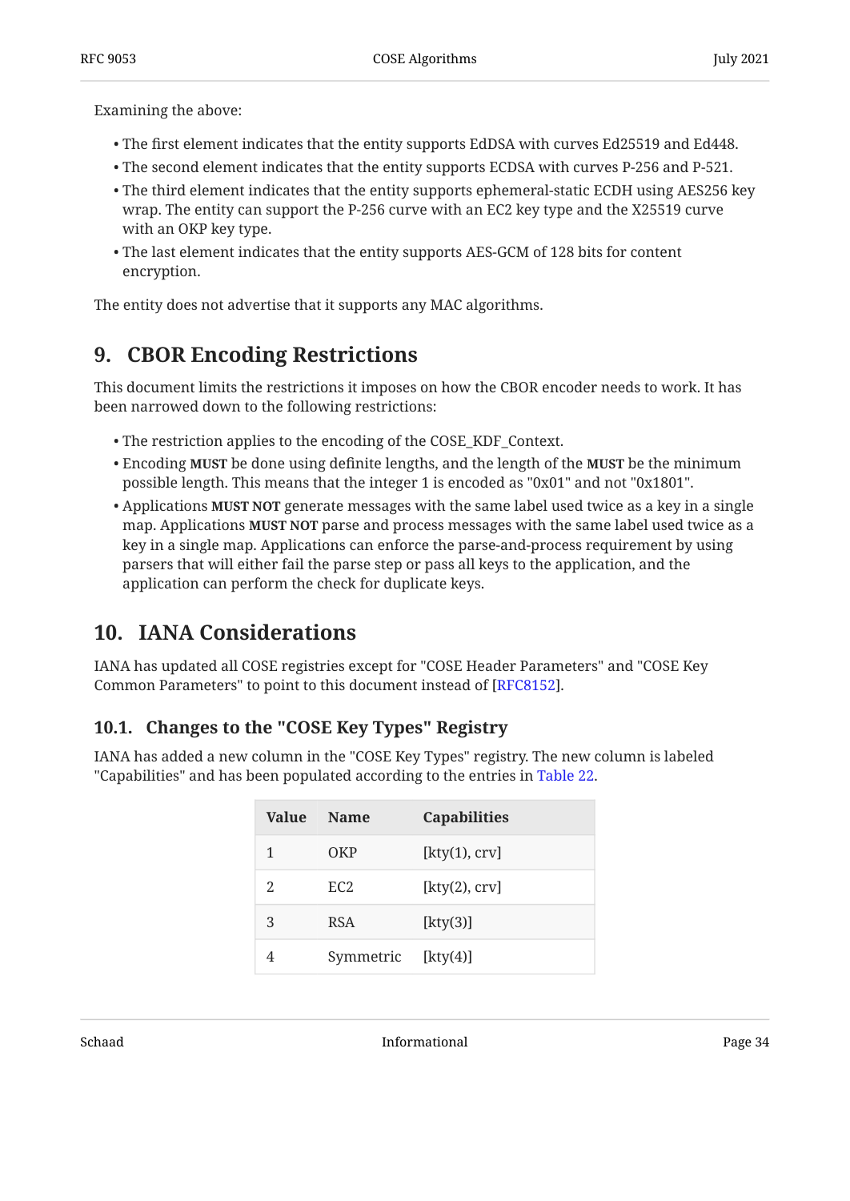Examining the above:

- The first element indicates that the entity supports EdDSA with curves Ed25519 and Ed448.
- The second element indicates that the entity supports ECDSA with curves P-256 and P-521.
- The third element indicates that the entity supports ephemeral-static ECDH using AES256 key wrap. The entity can support the P-256 curve with an EC2 key type and the X25519 curve with an OKP key type.
- The last element indicates that the entity supports AES-GCM of 128 bits for content encryption.

The entity does not advertise that it supports any MAC algorithms.

## 9. CBOR Encoding Restrictions

This document limits the restrictions it imposes on how the CBOR encoder needs to work. It has been narrowed down to the following restrictions:

- The restriction applies to the encoding of the COSE_KDF_Context.
- Encoding **MUST** be done using definite lengths, and the length of the **MUST** be the minimum possible length. This means that the integer 1 is encoded as "0x01" and not "0x1801".
- Applications **MUST NOT** generate messages with the same label used twice as a key in a single map. Applications **MUST NOT** parse and process messages with the same label used twice as a key in a single map. Applications can enforce the parse-and-process requirement by using parsers that will either fail the parse step or pass all keys to the application, and the application can perform the check for duplicate keys.

## 10. IANA Considerations

IANA has updated all COSE registries except for "COSE Header Parameters" and "COSE Key Common Parameters" to point to this document instead of [RFC8152].

### 10.1. Changes to the "COSE Key Types" Registry

IANA has added a new column in the "COSE Key Types" registry. The new column is labeled "Capabilities" and has been populated according to the entries in Table 22.

| Value | Name | Capabilities |
|---|---|---|
| 1 | OKP | [kty(1), crv] |
| 2 | EC2 | [kty(2), crv] |
| 3 | RSA | [kty(3)] |
| 4 | Symmetric | [kty(4)] |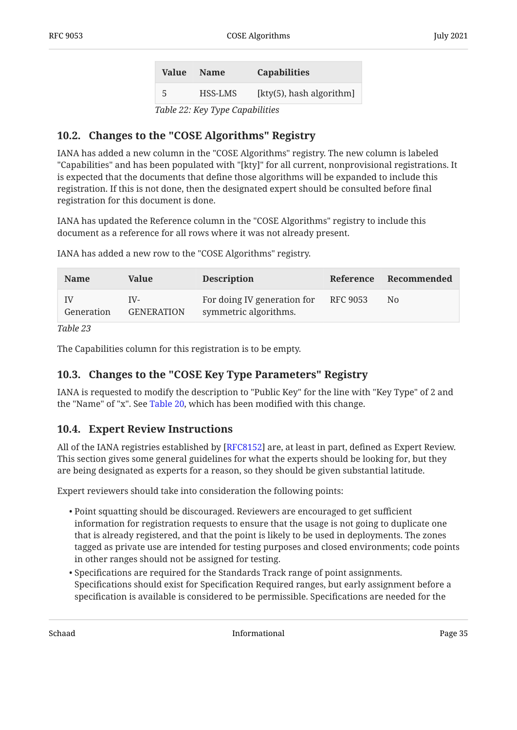| Value | Name | Capabilities |
|---|---|---|
| 5 | HSS-LMS | [kty(5), hash algorithm] |

*Table 22: Key Type Capabilities*

## 10.2. Changes to the "COSE Algorithms" Registry

IANA has added a new column in the "COSE Algorithms" registry. The new column is labeled "Capabilities" and has been populated with "[kty]" for all current, nonprovisional registrations. It is expected that the documents that define those algorithms will be expanded to include this registration. If this is not done, then the designated expert should be consulted before final registration for this document is done.

IANA has updated the Reference column in the "COSE Algorithms" registry to include this document as a reference for all rows where it was not already present.

IANA has added a new row to the "COSE Algorithms" registry.

| Name | Value | Description | Reference | Recommended |
|---|---|---|---|---|
| IV Generation | IV-GENERATION | For doing IV generation for symmetric algorithms. | RFC 9053 | No |

*Table 23*

The Capabilities column for this registration is to be empty.

## 10.3. Changes to the "COSE Key Type Parameters" Registry

IANA is requested to modify the description to "Public Key" for the line with "Key Type" of 2 and the "Name" of "x". See Table 20, which has been modified with this change.

## 10.4. Expert Review Instructions

All of the IANA registries established by [RFC8152] are, at least in part, defined as Expert Review. This section gives some general guidelines for what the experts should be looking for, but they are being designated as experts for a reason, so they should be given substantial latitude.

Expert reviewers should take into consideration the following points:

- Point squatting should be discouraged. Reviewers are encouraged to get sufficient information for registration requests to ensure that the usage is not going to duplicate one that is already registered, and that the point is likely to be used in deployments. The zones tagged as private use are intended for testing purposes and closed environments; code points in other ranges should not be assigned for testing.
- Specifications are required for the Standards Track range of point assignments. Specifications should exist for Specification Required ranges, but early assignment before a specification is available is considered to be permissible. Specifications are needed for the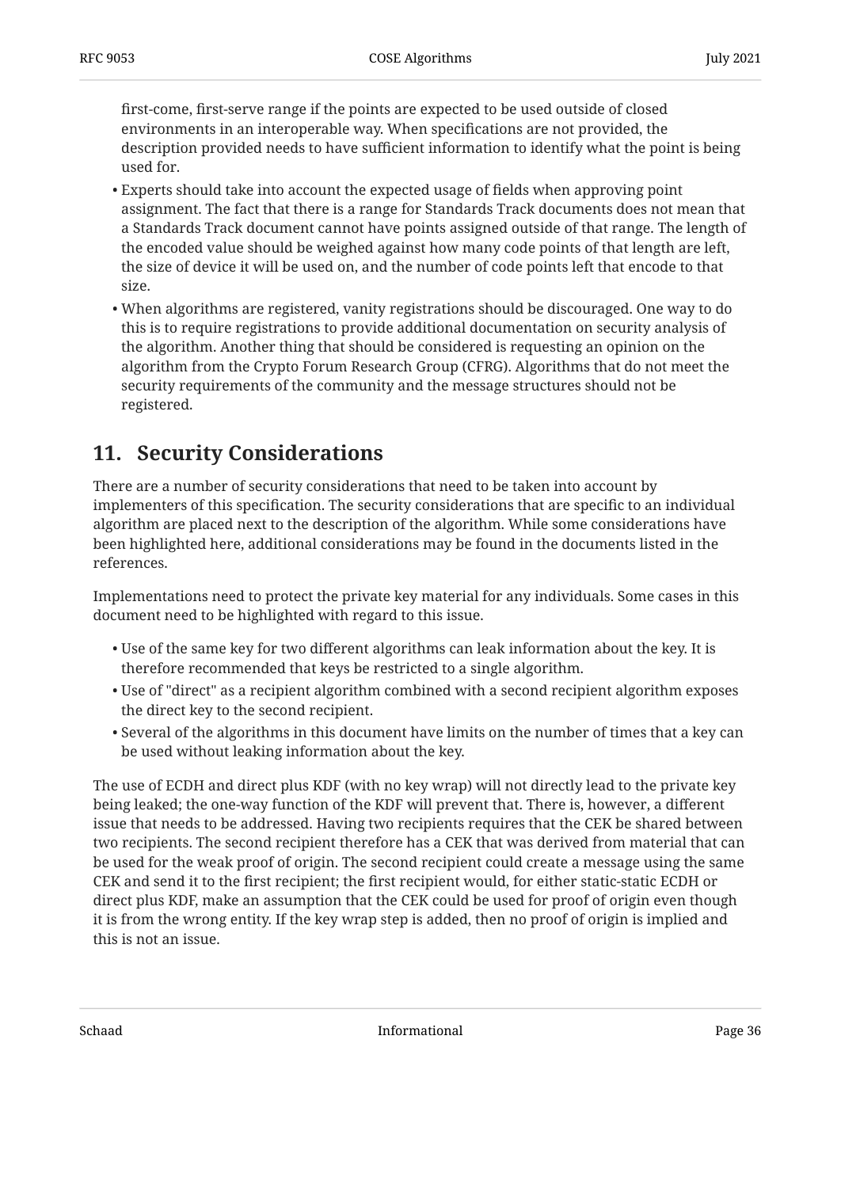first-come, first-serve range if the points are expected to be used outside of closed environments in an interoperable way. When specifications are not provided, the description provided needs to have sufficient information to identify what the point is being used for.

- Experts should take into account the expected usage of fields when approving point assignment. The fact that there is a range for Standards Track documents does not mean that a Standards Track document cannot have points assigned outside of that range. The length of the encoded value should be weighed against how many code points of that length are left, the size of device it will be used on, and the number of code points left that encode to that size.
- When algorithms are registered, vanity registrations should be discouraged. One way to do this is to require registrations to provide additional documentation on security analysis of the algorithm. Another thing that should be considered is requesting an opinion on the algorithm from the Crypto Forum Research Group (CFRG). Algorithms that do not meet the security requirements of the community and the message structures should not be registered.

## 11. Security Considerations

There are a number of security considerations that need to be taken into account by implementers of this specification. The security considerations that are specific to an individual algorithm are placed next to the description of the algorithm. While some considerations have been highlighted here, additional considerations may be found in the documents listed in the references.

Implementations need to protect the private key material for any individuals. Some cases in this document need to be highlighted with regard to this issue.

- Use of the same key for two different algorithms can leak information about the key. It is therefore recommended that keys be restricted to a single algorithm.
- Use of "direct" as a recipient algorithm combined with a second recipient algorithm exposes the direct key to the second recipient.
- Several of the algorithms in this document have limits on the number of times that a key can be used without leaking information about the key.

The use of ECDH and direct plus KDF (with no key wrap) will not directly lead to the private key being leaked; the one-way function of the KDF will prevent that. There is, however, a different issue that needs to be addressed. Having two recipients requires that the CEK be shared between two recipients. The second recipient therefore has a CEK that was derived from material that can be used for the weak proof of origin. The second recipient could create a message using the same CEK and send it to the first recipient; the first recipient would, for either static-static ECDH or direct plus KDF, make an assumption that the CEK could be used for proof of origin even though it is from the wrong entity. If the key wrap step is added, then no proof of origin is implied and this is not an issue.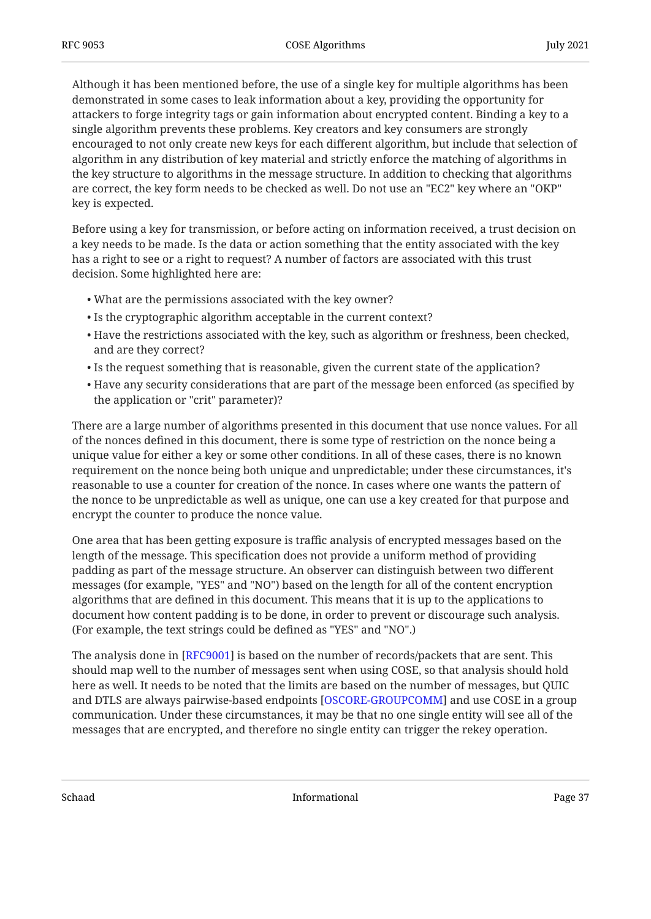Although it has been mentioned before, the use of a single key for multiple algorithms has been demonstrated in some cases to leak information about a key, providing the opportunity for attackers to forge integrity tags or gain information about encrypted content. Binding a key to a single algorithm prevents these problems. Key creators and key consumers are strongly encouraged to not only create new keys for each different algorithm, but include that selection of algorithm in any distribution of key material and strictly enforce the matching of algorithms in the key structure to algorithms in the message structure. In addition to checking that algorithms are correct, the key form needs to be checked as well. Do not use an "EC2" key where an "OKP" key is expected.

Before using a key for transmission, or before acting on information received, a trust decision on a key needs to be made. Is the data or action something that the entity associated with the key has a right to see or a right to request? A number of factors are associated with this trust decision. Some highlighted here are:

- What are the permissions associated with the key owner?
- Is the cryptographic algorithm acceptable in the current context?
- Have the restrictions associated with the key, such as algorithm or freshness, been checked, and are they correct?
- Is the request something that is reasonable, given the current state of the application?
- Have any security considerations that are part of the message been enforced (as specified by the application or "crit" parameter)?

There are a large number of algorithms presented in this document that use nonce values. For all of the nonces defined in this document, there is some type of restriction on the nonce being a unique value for either a key or some other conditions. In all of these cases, there is no known requirement on the nonce being both unique and unpredictable; under these circumstances, it's reasonable to use a counter for creation of the nonce. In cases where one wants the pattern of the nonce to be unpredictable as well as unique, one can use a key created for that purpose and encrypt the counter to produce the nonce value.

One area that has been getting exposure is traffic analysis of encrypted messages based on the length of the message. This specification does not provide a uniform method of providing padding as part of the message structure. An observer can distinguish between two different messages (for example, "YES" and "NO") based on the length for all of the content encryption algorithms that are defined in this document. This means that it is up to the applications to document how content padding is to be done, in order to prevent or discourage such analysis. (For example, the text strings could be defined as "YES" and "NO".)

The analysis done in [RFC9001] is based on the number of records/packets that are sent. This should map well to the number of messages sent when using COSE, so that analysis should hold here as well. It needs to be noted that the limits are based on the number of messages, but QUIC and DTLS are always pairwise-based endpoints [OSCORE-GROUPCOMM] and use COSE in a group communication. Under these circumstances, it may be that no one single entity will see all of the messages that are encrypted, and therefore no single entity can trigger the rekey operation.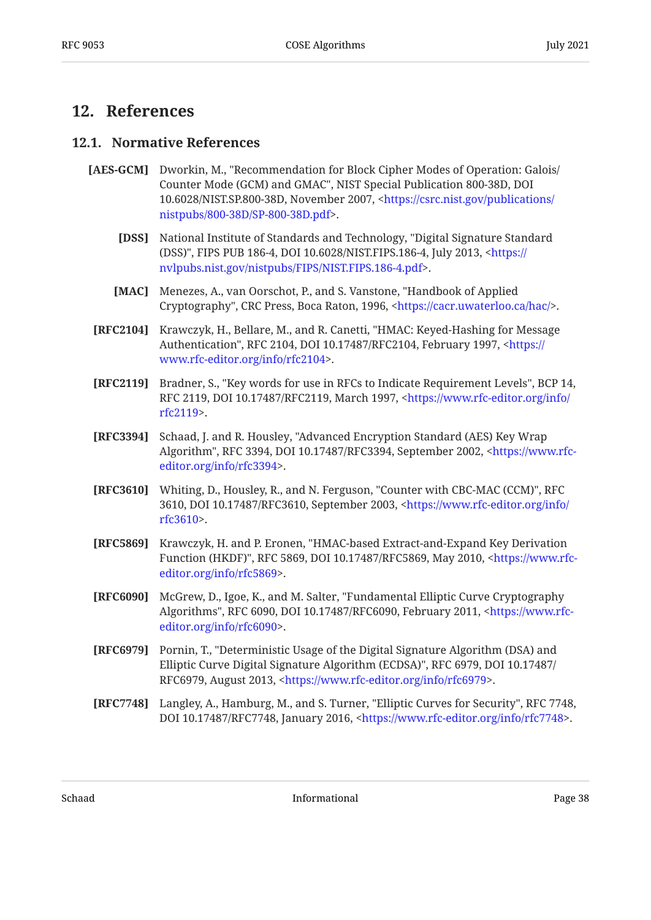# 12. References

## 12.1. Normative References

**[AES-GCM]** Dworkin, M., "Recommendation for Block Cipher Modes of Operation: Galois/Counter Mode (GCM) and GMAC", NIST Special Publication 800-38D, DOI 10.6028/NIST.SP.800-38D, November 2007, <https://csrc.nist.gov/publications/nistpubs/800-38D/SP-800-38D.pdf>.

**[DSS]** National Institute of Standards and Technology, "Digital Signature Standard (DSS)", FIPS PUB 186-4, DOI 10.6028/NIST.FIPS.186-4, July 2013, <https://nvlpubs.nist.gov/nistpubs/FIPS/NIST.FIPS.186-4.pdf>.

**[MAC]** Menezes, A., van Oorschot, P., and S. Vanstone, "Handbook of Applied Cryptography", CRC Press, Boca Raton, 1996, <https://cacr.uwaterloo.ca/hac/>.

**[RFC2104]** Krawczyk, H., Bellare, M., and R. Canetti, "HMAC: Keyed-Hashing for Message Authentication", RFC 2104, DOI 10.17487/RFC2104, February 1997, <https://www.rfc-editor.org/info/rfc2104>.

**[RFC2119]** Bradner, S., "Key words for use in RFCs to Indicate Requirement Levels", BCP 14, RFC 2119, DOI 10.17487/RFC2119, March 1997, <https://www.rfc-editor.org/info/rfc2119>.

**[RFC3394]** Schaad, J. and R. Housley, "Advanced Encryption Standard (AES) Key Wrap Algorithm", RFC 3394, DOI 10.17487/RFC3394, September 2002, <https://www.rfc-editor.org/info/rfc3394>.

**[RFC3610]** Whiting, D., Housley, R., and N. Ferguson, "Counter with CBC-MAC (CCM)", RFC 3610, DOI 10.17487/RFC3610, September 2003, <https://www.rfc-editor.org/info/rfc3610>.

**[RFC5869]** Krawczyk, H. and P. Eronen, "HMAC-based Extract-and-Expand Key Derivation Function (HKDF)", RFC 5869, DOI 10.17487/RFC5869, May 2010, <https://www.rfc-editor.org/info/rfc5869>.

**[RFC6090]** McGrew, D., Igoe, K., and M. Salter, "Fundamental Elliptic Curve Cryptography Algorithms", RFC 6090, DOI 10.17487/RFC6090, February 2011, <https://www.rfc-editor.org/info/rfc6090>.

**[RFC6979]** Pornin, T., "Deterministic Usage of the Digital Signature Algorithm (DSA) and Elliptic Curve Digital Signature Algorithm (ECDSA)", RFC 6979, DOI 10.17487/RFC6979, August 2013, <https://www.rfc-editor.org/info/rfc6979>.

**[RFC7748]** Langley, A., Hamburg, M., and S. Turner, "Elliptic Curves for Security", RFC 7748, DOI 10.17487/RFC7748, January 2016, <https://www.rfc-editor.org/info/rfc7748>.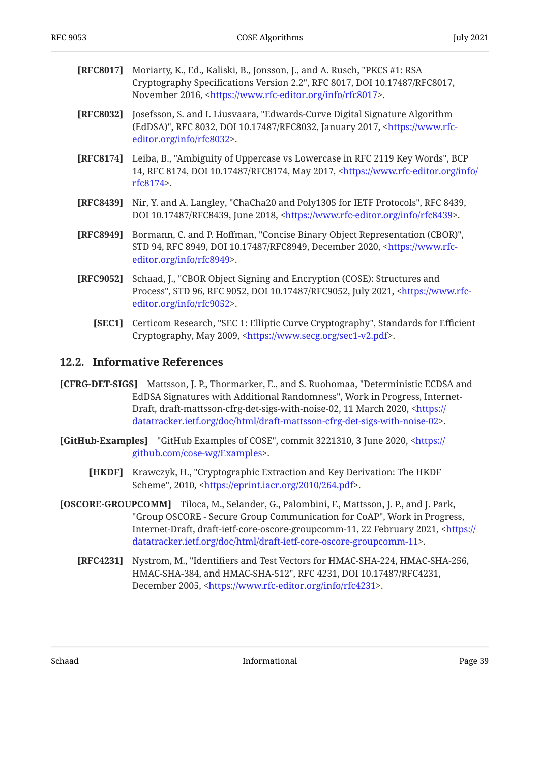**[RFC8017]** Moriarty, K., Ed., Kaliski, B., Jonsson, J., and A. Rusch, "PKCS #1: RSA Cryptography Specifications Version 2.2", RFC 8017, DOI 10.17487/RFC8017, November 2016, <https://www.rfc-editor.org/info/rfc8017>.

**[RFC8032]** Josefsson, S. and I. Liusvaara, "Edwards-Curve Digital Signature Algorithm (EdDSA)", RFC 8032, DOI 10.17487/RFC8032, January 2017, <https://www.rfc-editor.org/info/rfc8032>.

**[RFC8174]** Leiba, B., "Ambiguity of Uppercase vs Lowercase in RFC 2119 Key Words", BCP 14, RFC 8174, DOI 10.17487/RFC8174, May 2017, <https://www.rfc-editor.org/info/rfc8174>.

**[RFC8439]** Nir, Y. and A. Langley, "ChaCha20 and Poly1305 for IETF Protocols", RFC 8439, DOI 10.17487/RFC8439, June 2018, <https://www.rfc-editor.org/info/rfc8439>.

**[RFC8949]** Bormann, C. and P. Hoffman, "Concise Binary Object Representation (CBOR)", STD 94, RFC 8949, DOI 10.17487/RFC8949, December 2020, <https://www.rfc-editor.org/info/rfc8949>.

**[RFC9052]** Schaad, J., "CBOR Object Signing and Encryption (COSE): Structures and Process", STD 96, RFC 9052, DOI 10.17487/RFC9052, July 2021, <https://www.rfc-editor.org/info/rfc9052>.

**[SEC1]** Certicom Research, "SEC 1: Elliptic Curve Cryptography", Standards for Efficient Cryptography, May 2009, <https://www.secg.org/sec1-v2.pdf>.

## 12.2. Informative References

**[CFRG-DET-SIGS]** Mattsson, J. P., Thormarker, E., and S. Ruohomaa, "Deterministic ECDSA and EdDSA Signatures with Additional Randomness", Work in Progress, Internet-Draft, draft-mattsson-cfrg-det-sigs-with-noise-02, 11 March 2020, <https://datatracker.ietf.org/doc/html/draft-mattsson-cfrg-det-sigs-with-noise-02>.

**[GitHub-Examples]** "GitHub Examples of COSE", commit 3221310, 3 June 2020, <https://github.com/cose-wg/Examples>.

**[HKDF]** Krawczyk, H., "Cryptographic Extraction and Key Derivation: The HKDF Scheme", 2010, <https://eprint.iacr.org/2010/264.pdf>.

**[OSCORE-GROUPCOMM]** Tiloca, M., Selander, G., Palombini, F., Mattsson, J. P., and J. Park, "Group OSCORE - Secure Group Communication for CoAP", Work in Progress, Internet-Draft, draft-ietf-core-oscore-groupcomm-11, 22 February 2021, <https://datatracker.ietf.org/doc/html/draft-ietf-core-oscore-groupcomm-11>.

**[RFC4231]** Nystrom, M., "Identifiers and Test Vectors for HMAC-SHA-224, HMAC-SHA-256, HMAC-SHA-384, and HMAC-SHA-512", RFC 4231, DOI 10.17487/RFC4231, December 2005, <https://www.rfc-editor.org/info/rfc4231>.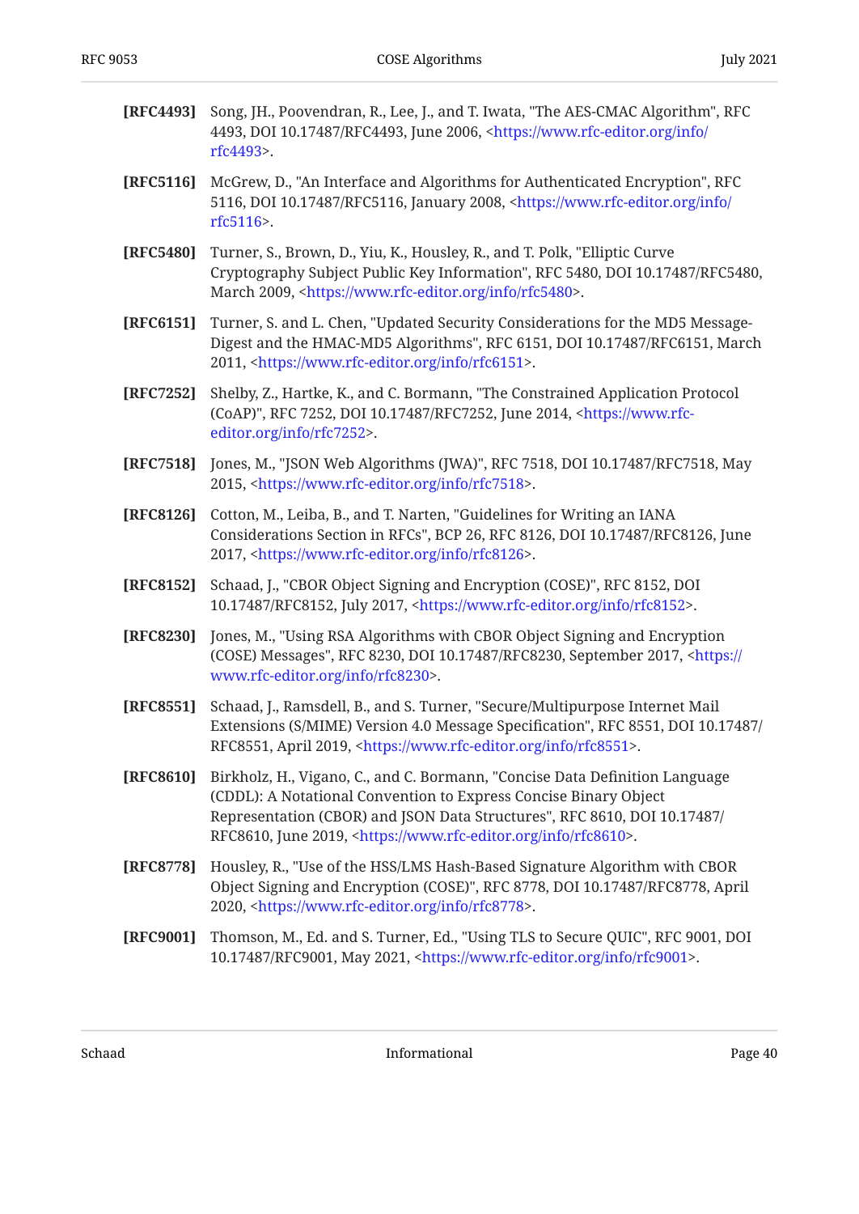**[RFC4493]** Song, JH., Poovendran, R., Lee, J., and T. Iwata, "The AES-CMAC Algorithm", RFC 4493, DOI 10.17487/RFC4493, June 2006, <https://www.rfc-editor.org/info/rfc4493>.

**[RFC5116]** McGrew, D., "An Interface and Algorithms for Authenticated Encryption", RFC 5116, DOI 10.17487/RFC5116, January 2008, <https://www.rfc-editor.org/info/rfc5116>.

**[RFC5480]** Turner, S., Brown, D., Yiu, K., Housley, R., and T. Polk, "Elliptic Curve Cryptography Subject Public Key Information", RFC 5480, DOI 10.17487/RFC5480, March 2009, <https://www.rfc-editor.org/info/rfc5480>.

**[RFC6151]** Turner, S. and L. Chen, "Updated Security Considerations for the MD5 Message-Digest and the HMAC-MD5 Algorithms", RFC 6151, DOI 10.17487/RFC6151, March 2011, <https://www.rfc-editor.org/info/rfc6151>.

**[RFC7252]** Shelby, Z., Hartke, K., and C. Bormann, "The Constrained Application Protocol (CoAP)", RFC 7252, DOI 10.17487/RFC7252, June 2014, <https://www.rfc-editor.org/info/rfc7252>.

**[RFC7518]** Jones, M., "JSON Web Algorithms (JWA)", RFC 7518, DOI 10.17487/RFC7518, May 2015, <https://www.rfc-editor.org/info/rfc7518>.

**[RFC8126]** Cotton, M., Leiba, B., and T. Narten, "Guidelines for Writing an IANA Considerations Section in RFCs", BCP 26, RFC 8126, DOI 10.17487/RFC8126, June 2017, <https://www.rfc-editor.org/info/rfc8126>.

**[RFC8152]** Schaad, J., "CBOR Object Signing and Encryption (COSE)", RFC 8152, DOI 10.17487/RFC8152, July 2017, <https://www.rfc-editor.org/info/rfc8152>.

**[RFC8230]** Jones, M., "Using RSA Algorithms with CBOR Object Signing and Encryption (COSE) Messages", RFC 8230, DOI 10.17487/RFC8230, September 2017, <https://www.rfc-editor.org/info/rfc8230>.

**[RFC8551]** Schaad, J., Ramsdell, B., and S. Turner, "Secure/Multipurpose Internet Mail Extensions (S/MIME) Version 4.0 Message Specification", RFC 8551, DOI 10.17487/RFC8551, April 2019, <https://www.rfc-editor.org/info/rfc8551>.

**[RFC8610]** Birkholz, H., Vigano, C., and C. Bormann, "Concise Data Definition Language (CDDL): A Notational Convention to Express Concise Binary Object Representation (CBOR) and JSON Data Structures", RFC 8610, DOI 10.17487/RFC8610, June 2019, <https://www.rfc-editor.org/info/rfc8610>.

**[RFC8778]** Housley, R., "Use of the HSS/LMS Hash-Based Signature Algorithm with CBOR Object Signing and Encryption (COSE)", RFC 8778, DOI 10.17487/RFC8778, April 2020, <https://www.rfc-editor.org/info/rfc8778>.

**[RFC9001]** Thomson, M., Ed. and S. Turner, Ed., "Using TLS to Secure QUIC", RFC 9001, DOI 10.17487/RFC9001, May 2021, <https://www.rfc-editor.org/info/rfc9001>.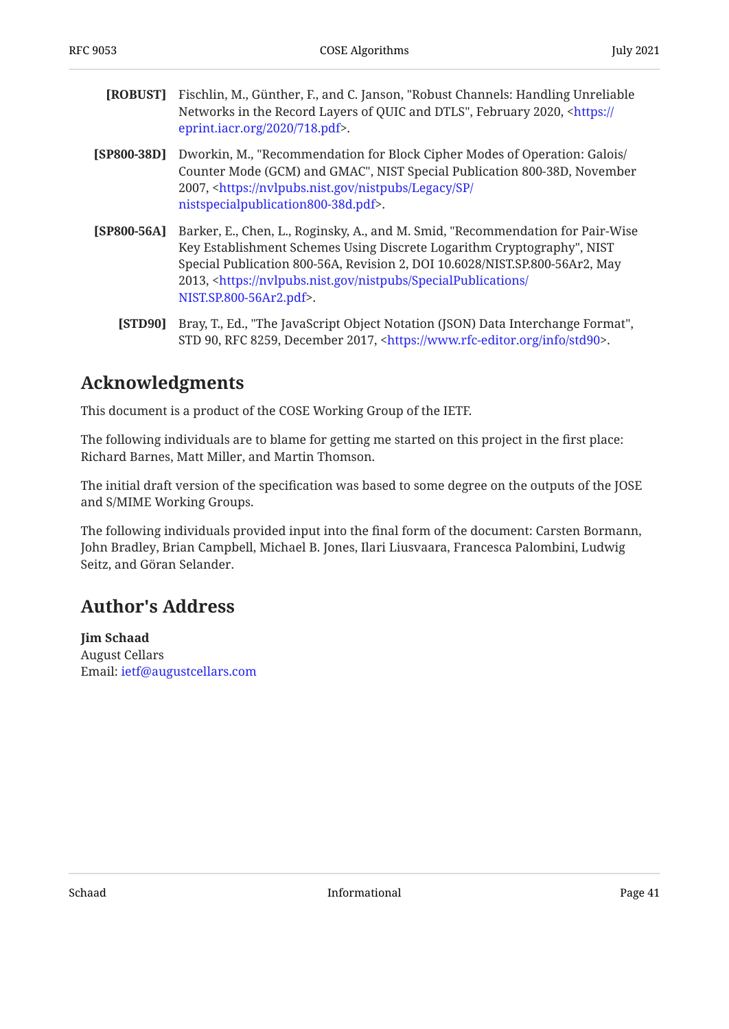**[ROBUST]** Fischlin, M., Günther, F., and C. Janson, "Robust Channels: Handling Unreliable Networks in the Record Layers of QUIC and DTLS", February 2020, <https://eprint.iacr.org/2020/718.pdf>.

**[SP800-38D]** Dworkin, M., "Recommendation for Block Cipher Modes of Operation: Galois/Counter Mode (GCM) and GMAC", NIST Special Publication 800-38D, November 2007, <https://nvlpubs.nist.gov/nistpubs/Legacy/SP/nistspecialpublication800-38d.pdf>.

**[SP800-56A]** Barker, E., Chen, L., Roginsky, A., and M. Smid, "Recommendation for Pair-Wise Key Establishment Schemes Using Discrete Logarithm Cryptography", NIST Special Publication 800-56A, Revision 2, DOI 10.6028/NIST.SP.800-56Ar2, May 2013, <https://nvlpubs.nist.gov/nistpubs/SpecialPublications/NIST.SP.800-56Ar2.pdf>.

**[STD90]** Bray, T., Ed., "The JavaScript Object Notation (JSON) Data Interchange Format", STD 90, RFC 8259, December 2017, <https://www.rfc-editor.org/info/std90>.

## Acknowledgments

This document is a product of the COSE Working Group of the IETF.

The following individuals are to blame for getting me started on this project in the first place: Richard Barnes, Matt Miller, and Martin Thomson.

The initial draft version of the specification was based to some degree on the outputs of the JOSE and S/MIME Working Groups.

The following individuals provided input into the final form of the document: Carsten Bormann, John Bradley, Brian Campbell, Michael B. Jones, Ilari Liusvaara, Francesca Palombini, Ludwig Seitz, and Göran Selander.

## Author's Address

**Jim Schaad**
August Cellars
Email: ietf@augustcellars.com